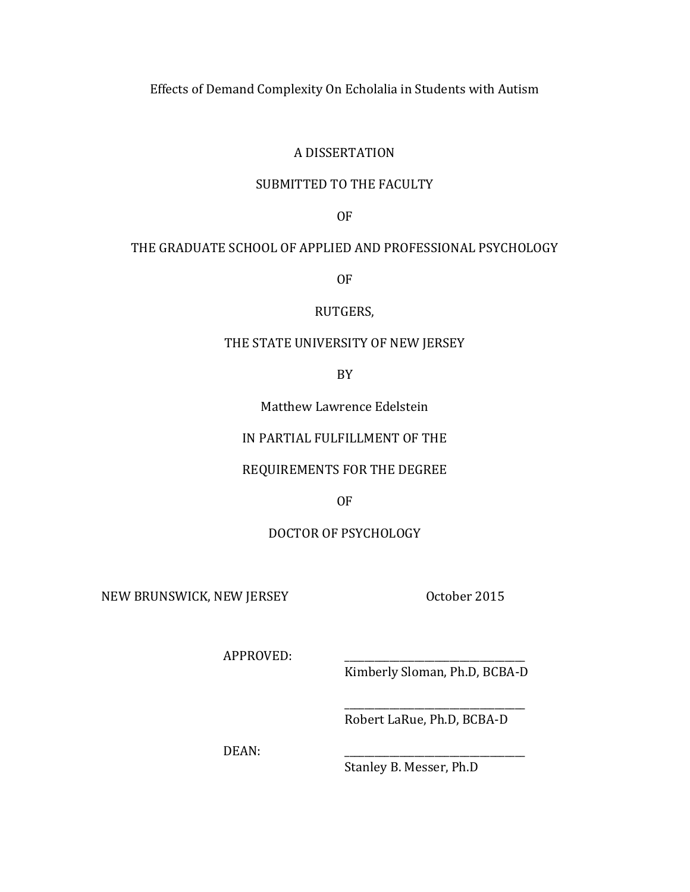# Effects of Demand Complexity On Echolalia in Students with Autism

A DISSERTATION

SUBMITTED TO THE FACULTY

OF

THE GRADUATE SCHOOL OF APPLIED AND PROFESSIONAL PSYCHOLOGY

OF

RUTGERS,

THE STATE UNIVERSITY OF NEW JERSEY

BY

Matthew Lawrence Edelstein

IN PARTIAL FULFILLMENT OF THE

REQUIREMENTS FOR THE DEGREE

OF

DOCTOR OF PSYCHOLOGY

NEW BRUNSWICK, NEW JERSEY October 2015

APPROVED: ______________________________
Kimberly Sloman, Ph.D, BCBA-D

______________________________
Robert LaRue, Ph.D, BCBA-D

DEAN: ______________________________
Stanley B. Messer, Ph.D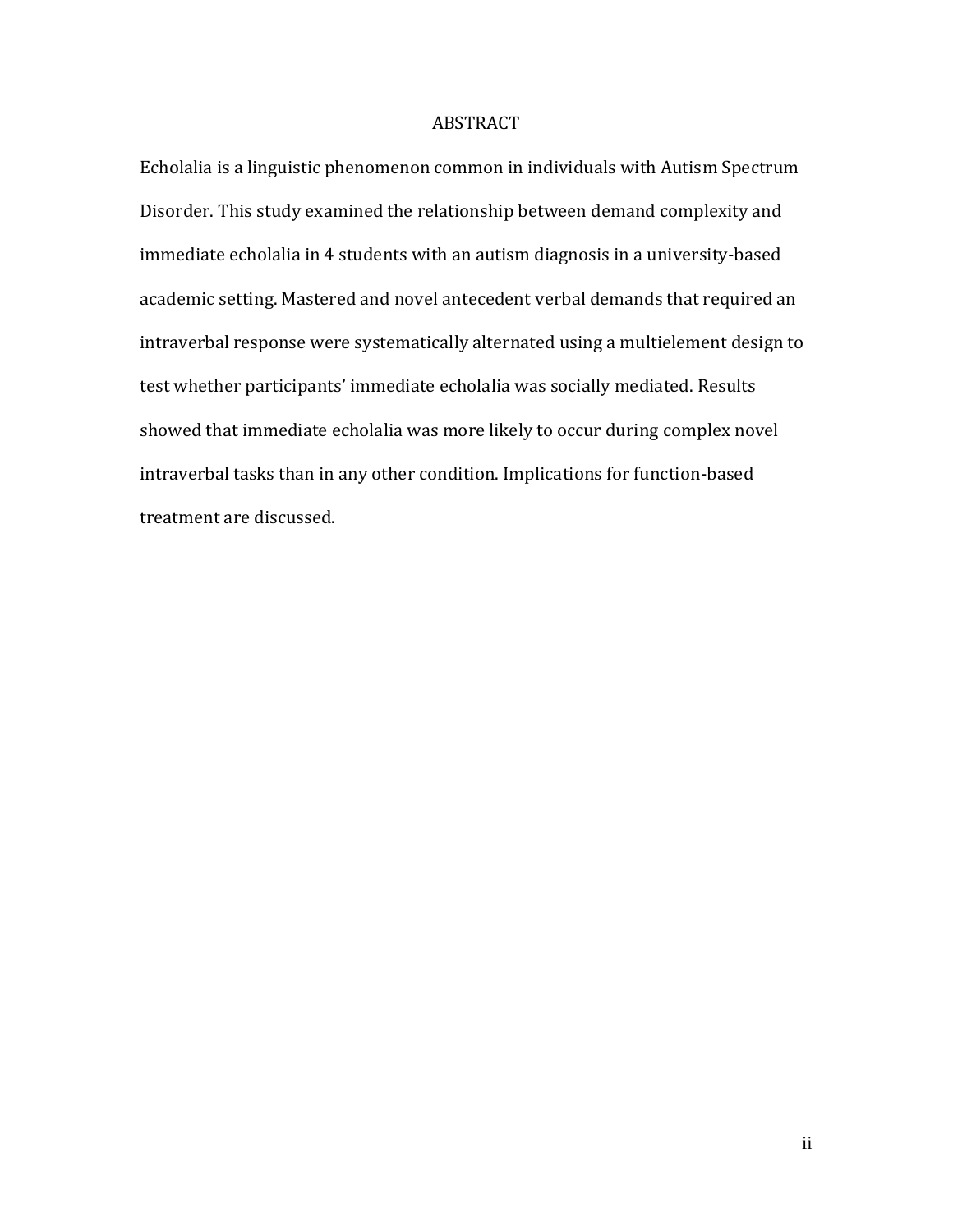# ABSTRACT

Echolalia is a linguistic phenomenon common in individuals with Autism Spectrum Disorder. This study examined the relationship between demand complexity and immediate echolalia in 4 students with an autism diagnosis in a university-based academic setting. Mastered and novel antecedent verbal demands that required an intraverbal response were systematically alternated using a multielement design to test whether participants' immediate echolalia was socially mediated. Results showed that immediate echolalia was more likely to occur during complex novel intraverbal tasks than in any other condition. Implications for function-based treatment are discussed.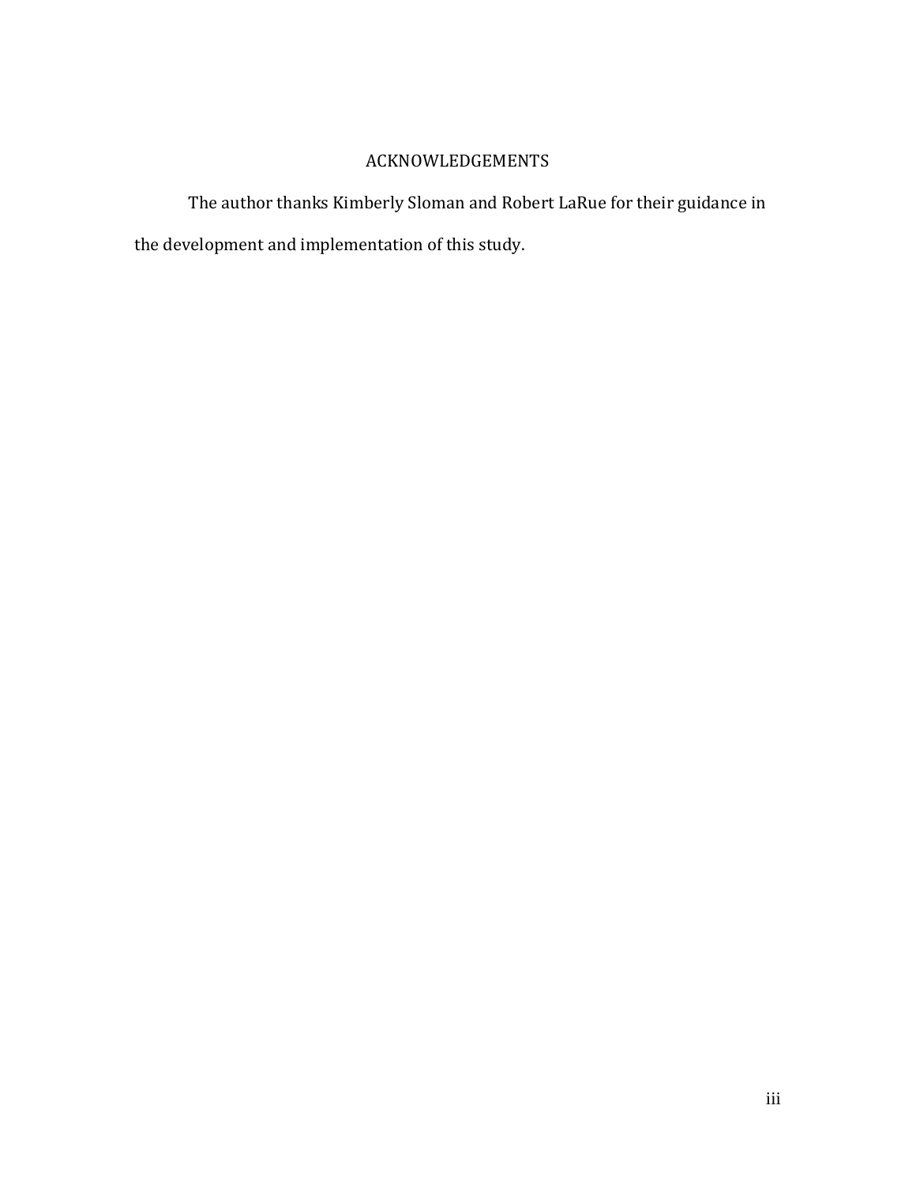# ACKNOWLEDGEMENTS

The author thanks Kimberly Sloman and Robert LaRue for their guidance in the development and implementation of this study.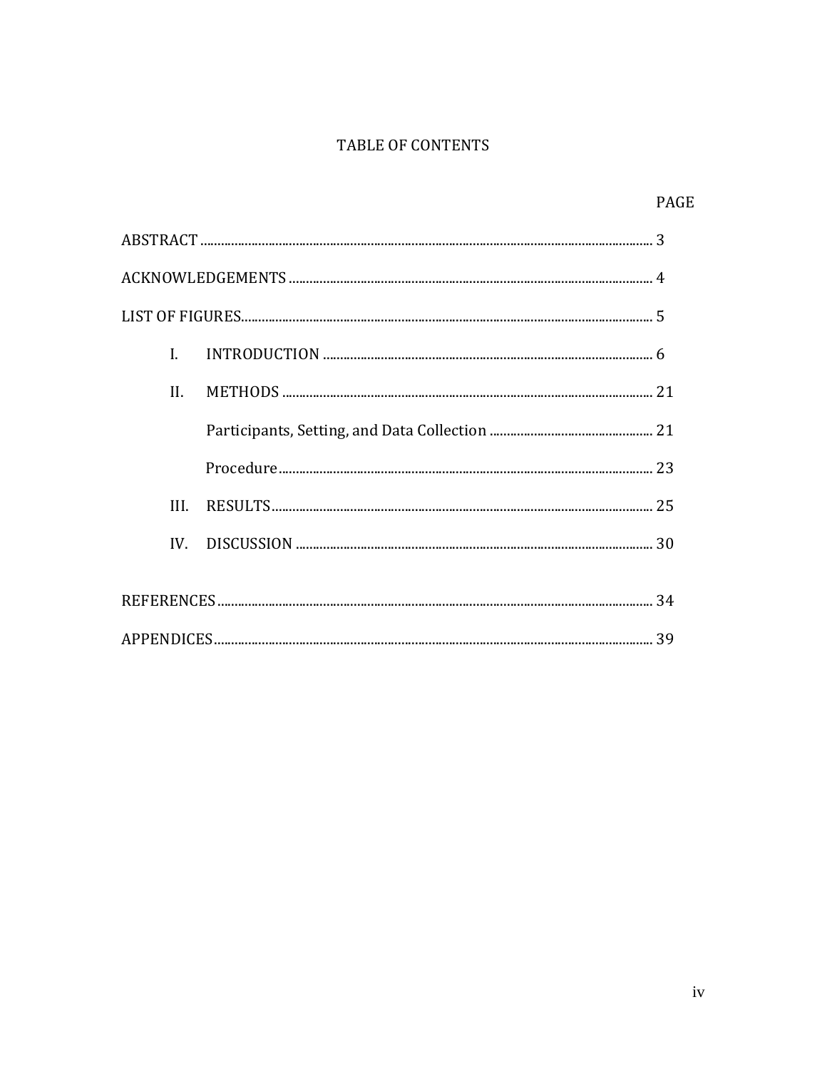# TABLE OF CONTENTS

PAGE

ABSTRACT .......... 3

ACKNOWLEDGEMENTS .......... 4

LIST OF FIGURES .......... 5

I. INTRODUCTION .......... 6

II. METHODS .......... 21

Participants, Setting, and Data Collection .......... 21

Procedure .......... 23

III. RESULTS .......... 25

IV. DISCUSSION .......... 30

REFERENCES .......... 34

APPENDICES .......... 39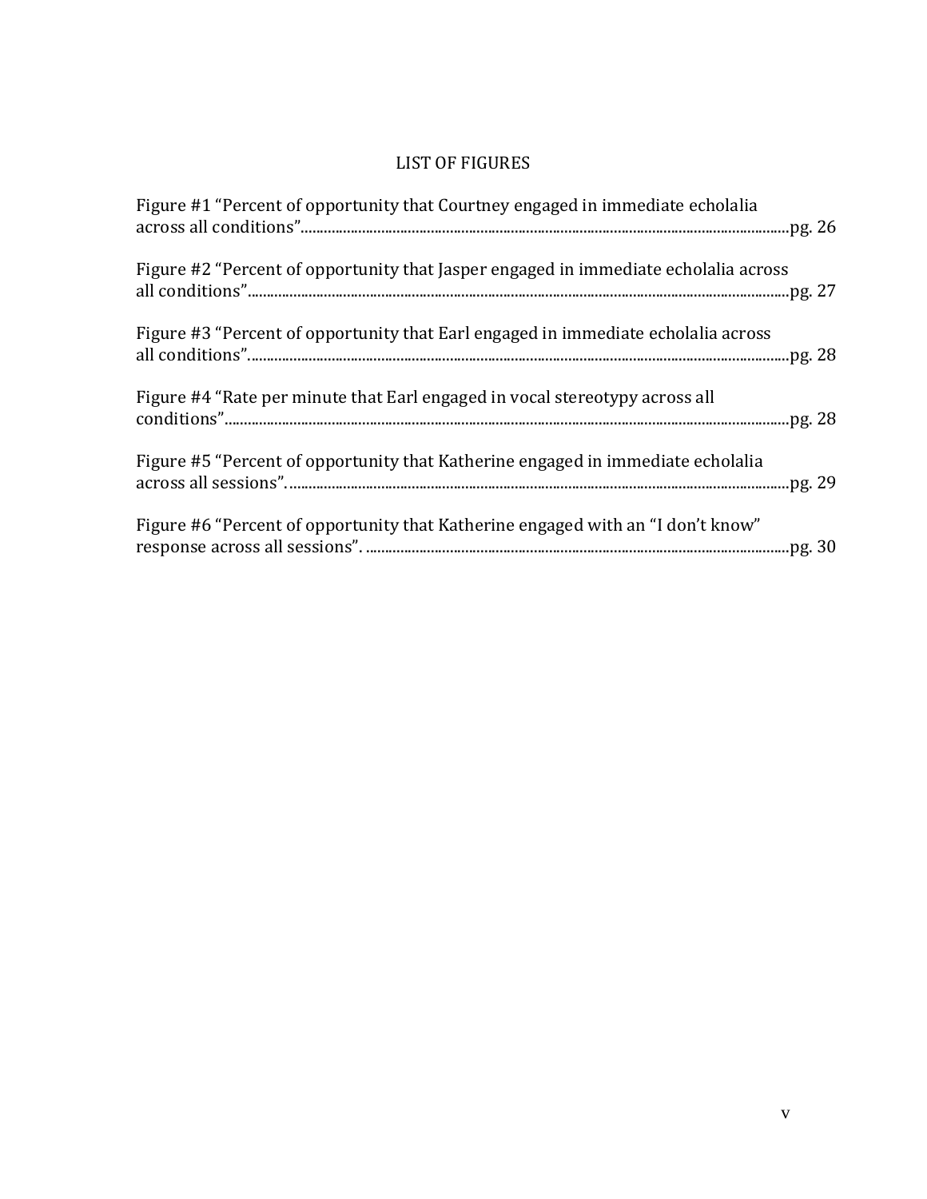# LIST OF FIGURES

Figure #1 "Percent of opportunity that Courtney engaged in immediate echolalia across all conditions"......pg. 26

Figure #2 "Percent of opportunity that Jasper engaged in immediate echolalia across all conditions"......pg. 27

Figure #3 "Percent of opportunity that Earl engaged in immediate echolalia across all conditions"......pg. 28

Figure #4 "Rate per minute that Earl engaged in vocal stereotypy across all conditions"......pg. 28

Figure #5 "Percent of opportunity that Katherine engaged in immediate echolalia across all sessions"......pg. 29

Figure #6 "Percent of opportunity that Katherine engaged with an "I don't know" response across all sessions"......pg. 30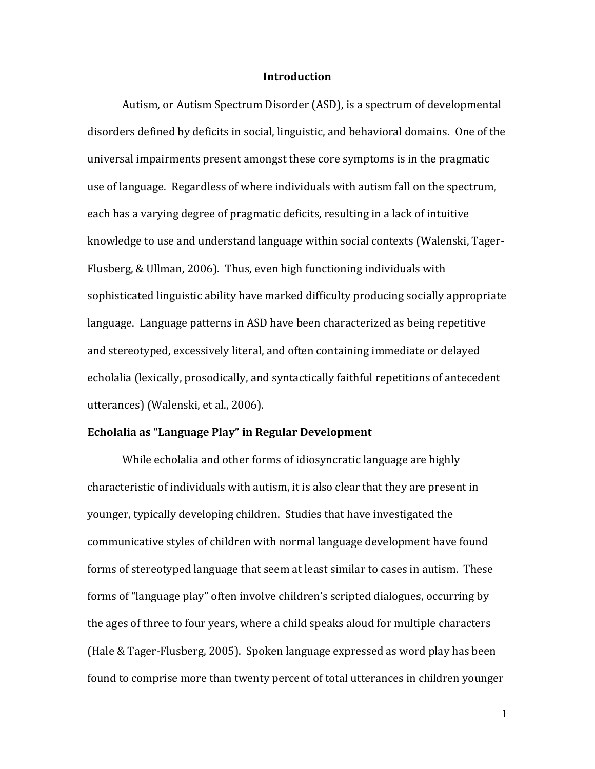# Introduction

Autism, or Autism Spectrum Disorder (ASD), is a spectrum of developmental disorders defined by deficits in social, linguistic, and behavioral domains. One of the universal impairments present amongst these core symptoms is in the pragmatic use of language. Regardless of where individuals with autism fall on the spectrum, each has a varying degree of pragmatic deficits, resulting in a lack of intuitive knowledge to use and understand language within social contexts (Walenski, Tager-Flusberg, & Ullman, 2006). Thus, even high functioning individuals with sophisticated linguistic ability have marked difficulty producing socially appropriate language. Language patterns in ASD have been characterized as being repetitive and stereotyped, excessively literal, and often containing immediate or delayed echolalia (lexically, prosodically, and syntactically faithful repetitions of antecedent utterances) (Walenski, et al., 2006).

## Echolalia as "Language Play" in Regular Development

While echolalia and other forms of idiosyncratic language are highly characteristic of individuals with autism, it is also clear that they are present in younger, typically developing children. Studies that have investigated the communicative styles of children with normal language development have found forms of stereotyped language that seem at least similar to cases in autism. These forms of "language play" often involve children's scripted dialogues, occurring by the ages of three to four years, where a child speaks aloud for multiple characters (Hale & Tager-Flusberg, 2005). Spoken language expressed as word play has been found to comprise more than twenty percent of total utterances in children younger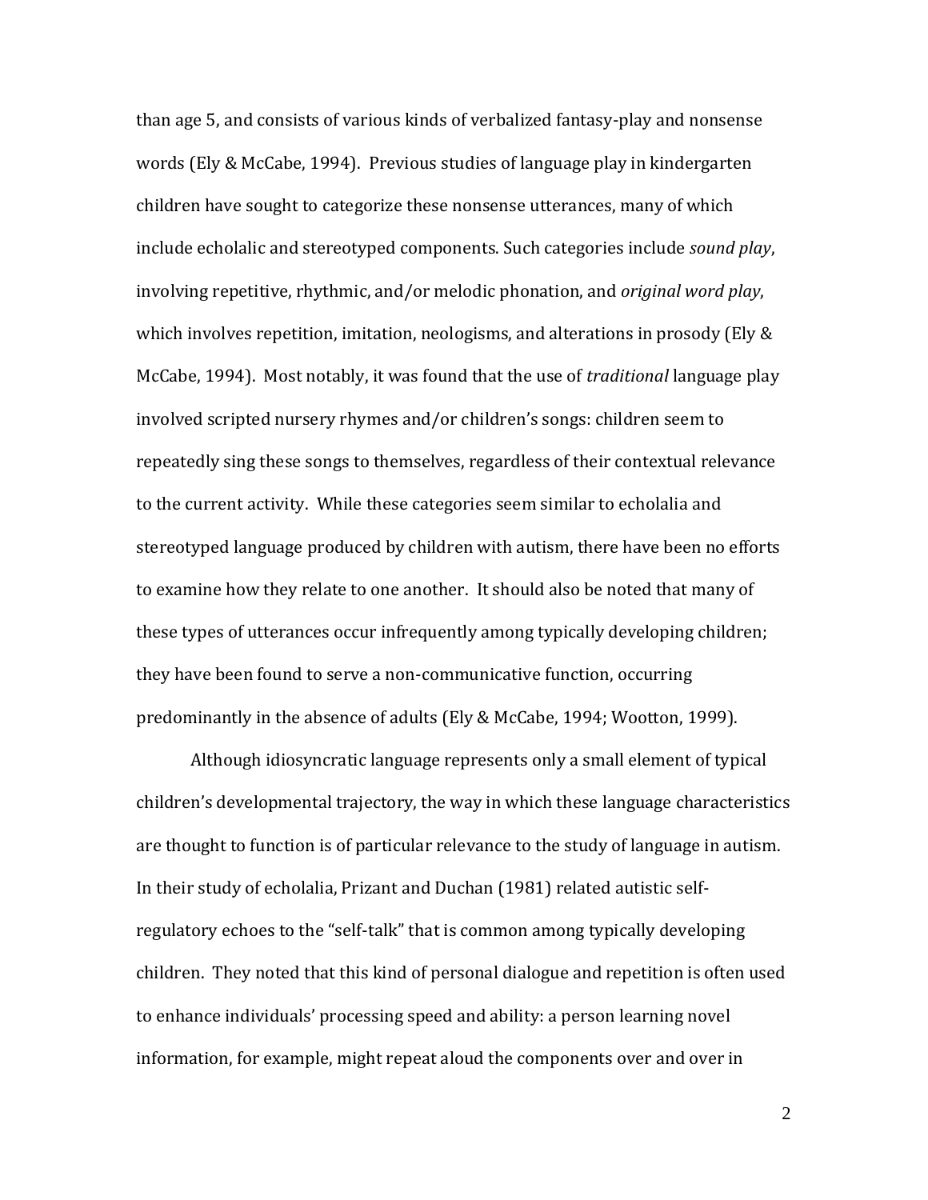than age 5, and consists of various kinds of verbalized fantasy-play and nonsense words (Ely & McCabe, 1994). Previous studies of language play in kindergarten children have sought to categorize these nonsense utterances, many of which include echolalic and stereotyped components. Such categories include *sound play*, involving repetitive, rhythmic, and/or melodic phonation, and *original word play*, which involves repetition, imitation, neologisms, and alterations in prosody (Ely & McCabe, 1994). Most notably, it was found that the use of *traditional* language play involved scripted nursery rhymes and/or children's songs: children seem to repeatedly sing these songs to themselves, regardless of their contextual relevance to the current activity. While these categories seem similar to echolalia and stereotyped language produced by children with autism, there have been no efforts to examine how they relate to one another. It should also be noted that many of these types of utterances occur infrequently among typically developing children; they have been found to serve a non-communicative function, occurring predominantly in the absence of adults (Ely & McCabe, 1994; Wootton, 1999).

Although idiosyncratic language represents only a small element of typical children's developmental trajectory, the way in which these language characteristics are thought to function is of particular relevance to the study of language in autism. In their study of echolalia, Prizant and Duchan (1981) related autistic self-regulatory echoes to the "self-talk" that is common among typically developing children. They noted that this kind of personal dialogue and repetition is often used to enhance individuals' processing speed and ability: a person learning novel information, for example, might repeat aloud the components over and over in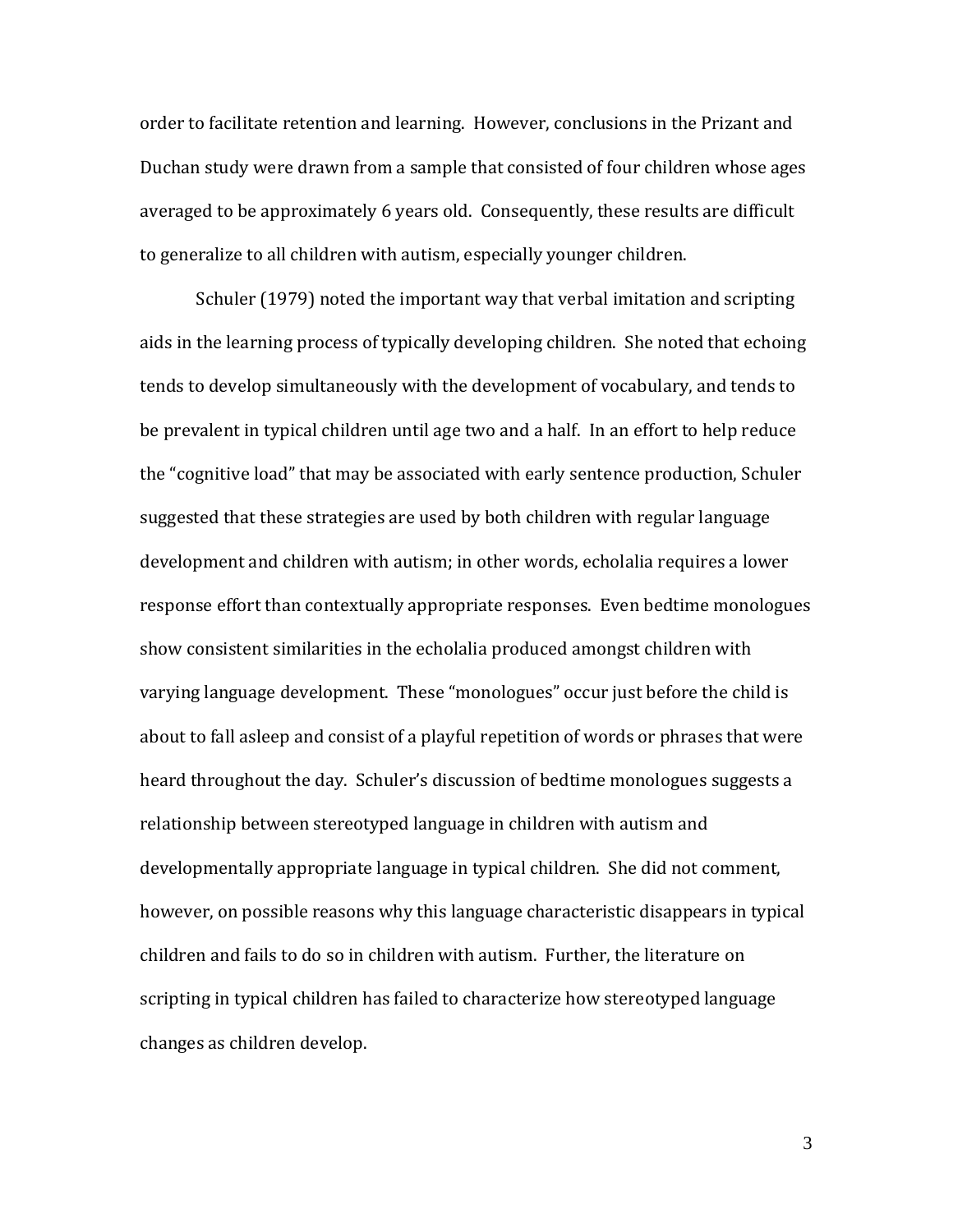order to facilitate retention and learning. However, conclusions in the Prizant and Duchan study were drawn from a sample that consisted of four children whose ages averaged to be approximately 6 years old. Consequently, these results are difficult to generalize to all children with autism, especially younger children.

Schuler (1979) noted the important way that verbal imitation and scripting aids in the learning process of typically developing children. She noted that echoing tends to develop simultaneously with the development of vocabulary, and tends to be prevalent in typical children until age two and a half. In an effort to help reduce the "cognitive load" that may be associated with early sentence production, Schuler suggested that these strategies are used by both children with regular language development and children with autism; in other words, echolalia requires a lower response effort than contextually appropriate responses. Even bedtime monologues show consistent similarities in the echolalia produced amongst children with varying language development. These "monologues" occur just before the child is about to fall asleep and consist of a playful repetition of words or phrases that were heard throughout the day. Schuler's discussion of bedtime monologues suggests a relationship between stereotyped language in children with autism and developmentally appropriate language in typical children. She did not comment, however, on possible reasons why this language characteristic disappears in typical children and fails to do so in children with autism. Further, the literature on scripting in typical children has failed to characterize how stereotyped language changes as children develop.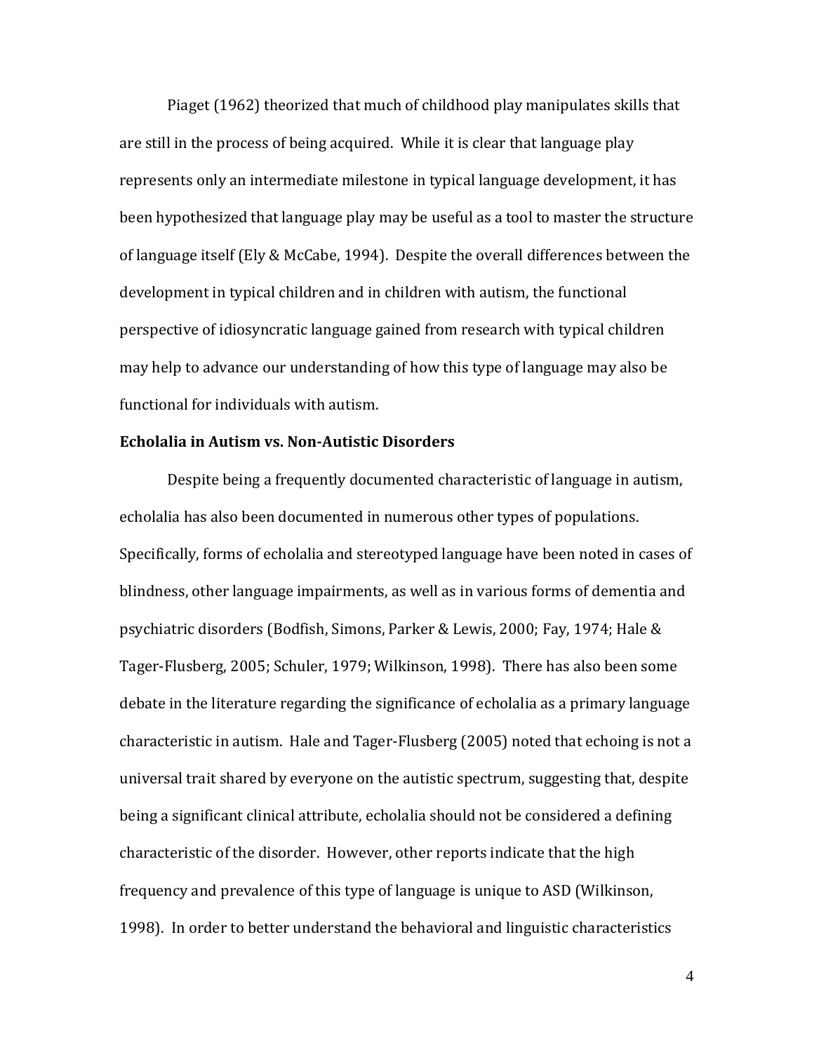Piaget (1962) theorized that much of childhood play manipulates skills that are still in the process of being acquired. While it is clear that language play represents only an intermediate milestone in typical language development, it has been hypothesized that language play may be useful as a tool to master the structure of language itself (Ely & McCabe, 1994). Despite the overall differences between the development in typical children and in children with autism, the functional perspective of idiosyncratic language gained from research with typical children may help to advance our understanding of how this type of language may also be functional for individuals with autism.

**Echolalia in Autism vs. Non-Autistic Disorders**

Despite being a frequently documented characteristic of language in autism, echolalia has also been documented in numerous other types of populations. Specifically, forms of echolalia and stereotyped language have been noted in cases of blindness, other language impairments, as well as in various forms of dementia and psychiatric disorders (Bodfish, Simons, Parker & Lewis, 2000; Fay, 1974; Hale & Tager-Flusberg, 2005; Schuler, 1979; Wilkinson, 1998). There has also been some debate in the literature regarding the significance of echolalia as a primary language characteristic in autism. Hale and Tager-Flusberg (2005) noted that echoing is not a universal trait shared by everyone on the autistic spectrum, suggesting that, despite being a significant clinical attribute, echolalia should not be considered a defining characteristic of the disorder. However, other reports indicate that the high frequency and prevalence of this type of language is unique to ASD (Wilkinson, 1998). In order to better understand the behavioral and linguistic characteristics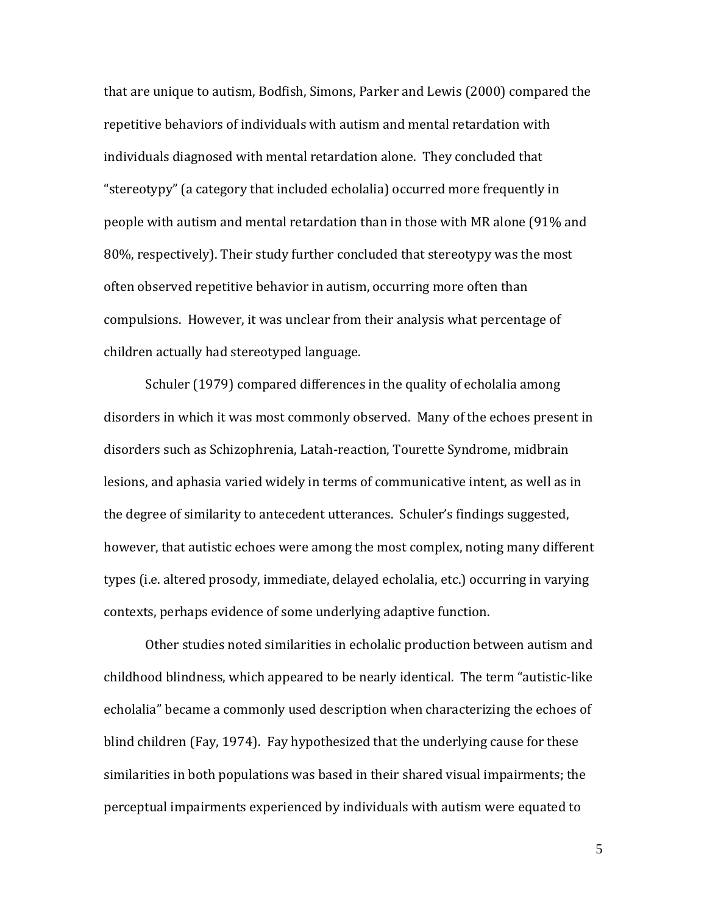that are unique to autism, Bodfish, Simons, Parker and Lewis (2000) compared the repetitive behaviors of individuals with autism and mental retardation with individuals diagnosed with mental retardation alone. They concluded that "stereotypy" (a category that included echolalia) occurred more frequently in people with autism and mental retardation than in those with MR alone (91% and 80%, respectively). Their study further concluded that stereotypy was the most often observed repetitive behavior in autism, occurring more often than compulsions. However, it was unclear from their analysis what percentage of children actually had stereotyped language.

Schuler (1979) compared differences in the quality of echolalia among disorders in which it was most commonly observed. Many of the echoes present in disorders such as Schizophrenia, Latah-reaction, Tourette Syndrome, midbrain lesions, and aphasia varied widely in terms of communicative intent, as well as in the degree of similarity to antecedent utterances. Schuler's findings suggested, however, that autistic echoes were among the most complex, noting many different types (i.e. altered prosody, immediate, delayed echolalia, etc.) occurring in varying contexts, perhaps evidence of some underlying adaptive function.

Other studies noted similarities in echolalic production between autism and childhood blindness, which appeared to be nearly identical. The term "autistic-like echolalia" became a commonly used description when characterizing the echoes of blind children (Fay, 1974). Fay hypothesized that the underlying cause for these similarities in both populations was based in their shared visual impairments; the perceptual impairments experienced by individuals with autism were equated to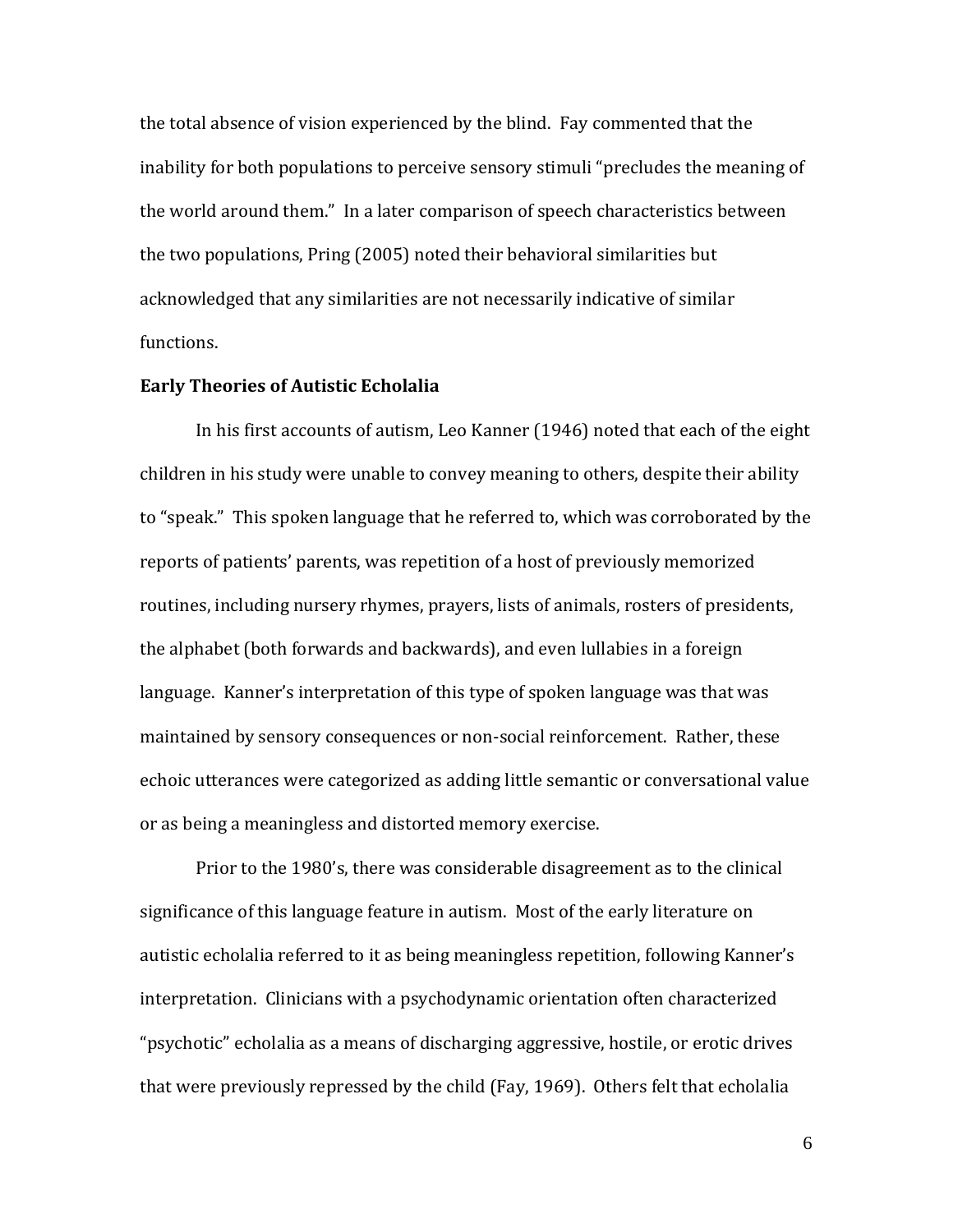the total absence of vision experienced by the blind. Fay commented that the inability for both populations to perceive sensory stimuli "precludes the meaning of the world around them." In a later comparison of speech characteristics between the two populations, Pring (2005) noted their behavioral similarities but acknowledged that any similarities are not necessarily indicative of similar functions.

**Early Theories of Autistic Echolalia**

In his first accounts of autism, Leo Kanner (1946) noted that each of the eight children in his study were unable to convey meaning to others, despite their ability to "speak." This spoken language that he referred to, which was corroborated by the reports of patients' parents, was repetition of a host of previously memorized routines, including nursery rhymes, prayers, lists of animals, rosters of presidents, the alphabet (both forwards and backwards), and even lullabies in a foreign language. Kanner's interpretation of this type of spoken language was that was maintained by sensory consequences or non-social reinforcement. Rather, these echoic utterances were categorized as adding little semantic or conversational value or as being a meaningless and distorted memory exercise.

Prior to the 1980's, there was considerable disagreement as to the clinical significance of this language feature in autism. Most of the early literature on autistic echolalia referred to it as being meaningless repetition, following Kanner's interpretation. Clinicians with a psychodynamic orientation often characterized "psychotic" echolalia as a means of discharging aggressive, hostile, or erotic drives that were previously repressed by the child (Fay, 1969). Others felt that echolalia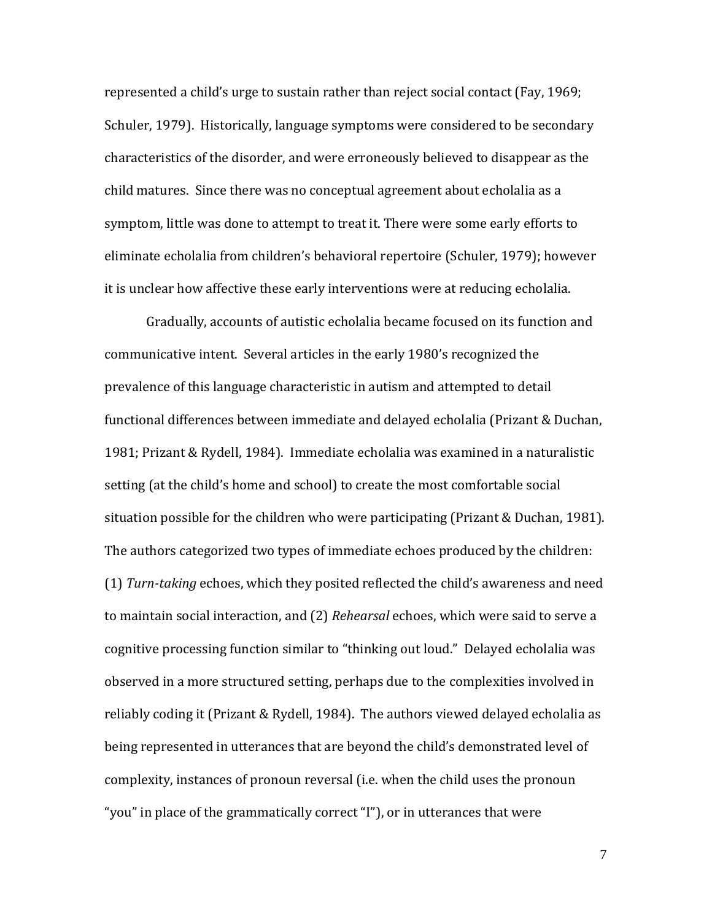represented a child's urge to sustain rather than reject social contact (Fay, 1969; Schuler, 1979). Historically, language symptoms were considered to be secondary characteristics of the disorder, and were erroneously believed to disappear as the child matures. Since there was no conceptual agreement about echolalia as a symptom, little was done to attempt to treat it. There were some early efforts to eliminate echolalia from children's behavioral repertoire (Schuler, 1979); however it is unclear how affective these early interventions were at reducing echolalia.

Gradually, accounts of autistic echolalia became focused on its function and communicative intent. Several articles in the early 1980's recognized the prevalence of this language characteristic in autism and attempted to detail functional differences between immediate and delayed echolalia (Prizant & Duchan, 1981; Prizant & Rydell, 1984). Immediate echolalia was examined in a naturalistic setting (at the child's home and school) to create the most comfortable social situation possible for the children who were participating (Prizant & Duchan, 1981). The authors categorized two types of immediate echoes produced by the children: (1) *Turn-taking* echoes, which they posited reflected the child's awareness and need to maintain social interaction, and (2) *Rehearsal* echoes, which were said to serve a cognitive processing function similar to "thinking out loud." Delayed echolalia was observed in a more structured setting, perhaps due to the complexities involved in reliably coding it (Prizant & Rydell, 1984). The authors viewed delayed echolalia as being represented in utterances that are beyond the child's demonstrated level of complexity, instances of pronoun reversal (i.e. when the child uses the pronoun "you" in place of the grammatically correct "I"), or in utterances that were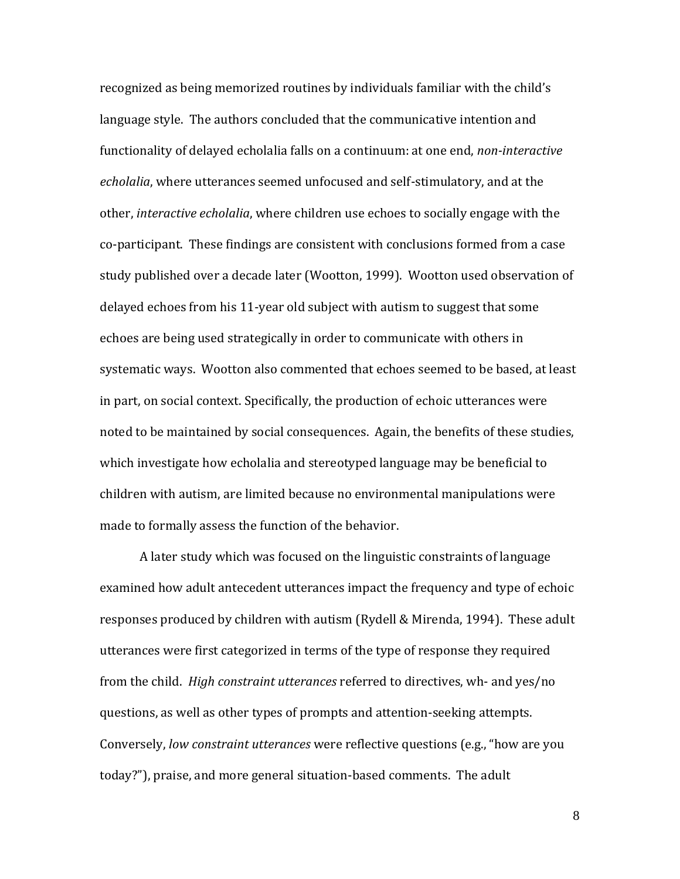recognized as being memorized routines by individuals familiar with the child's language style. The authors concluded that the communicative intention and functionality of delayed echolalia falls on a continuum: at one end, *non-interactive echolalia*, where utterances seemed unfocused and self-stimulatory, and at the other, *interactive echolalia*, where children use echoes to socially engage with the co-participant. These findings are consistent with conclusions formed from a case study published over a decade later (Wootton, 1999). Wootton used observation of delayed echoes from his 11-year old subject with autism to suggest that some echoes are being used strategically in order to communicate with others in systematic ways. Wootton also commented that echoes seemed to be based, at least in part, on social context. Specifically, the production of echoic utterances were noted to be maintained by social consequences. Again, the benefits of these studies, which investigate how echolalia and stereotyped language may be beneficial to children with autism, are limited because no environmental manipulations were made to formally assess the function of the behavior.

A later study which was focused on the linguistic constraints of language examined how adult antecedent utterances impact the frequency and type of echoic responses produced by children with autism (Rydell & Mirenda, 1994). These adult utterances were first categorized in terms of the type of response they required from the child. *High constraint utterances* referred to directives, wh- and yes/no questions, as well as other types of prompts and attention-seeking attempts. Conversely, *low constraint utterances* were reflective questions (e.g., "how are you today?"), praise, and more general situation-based comments. The adult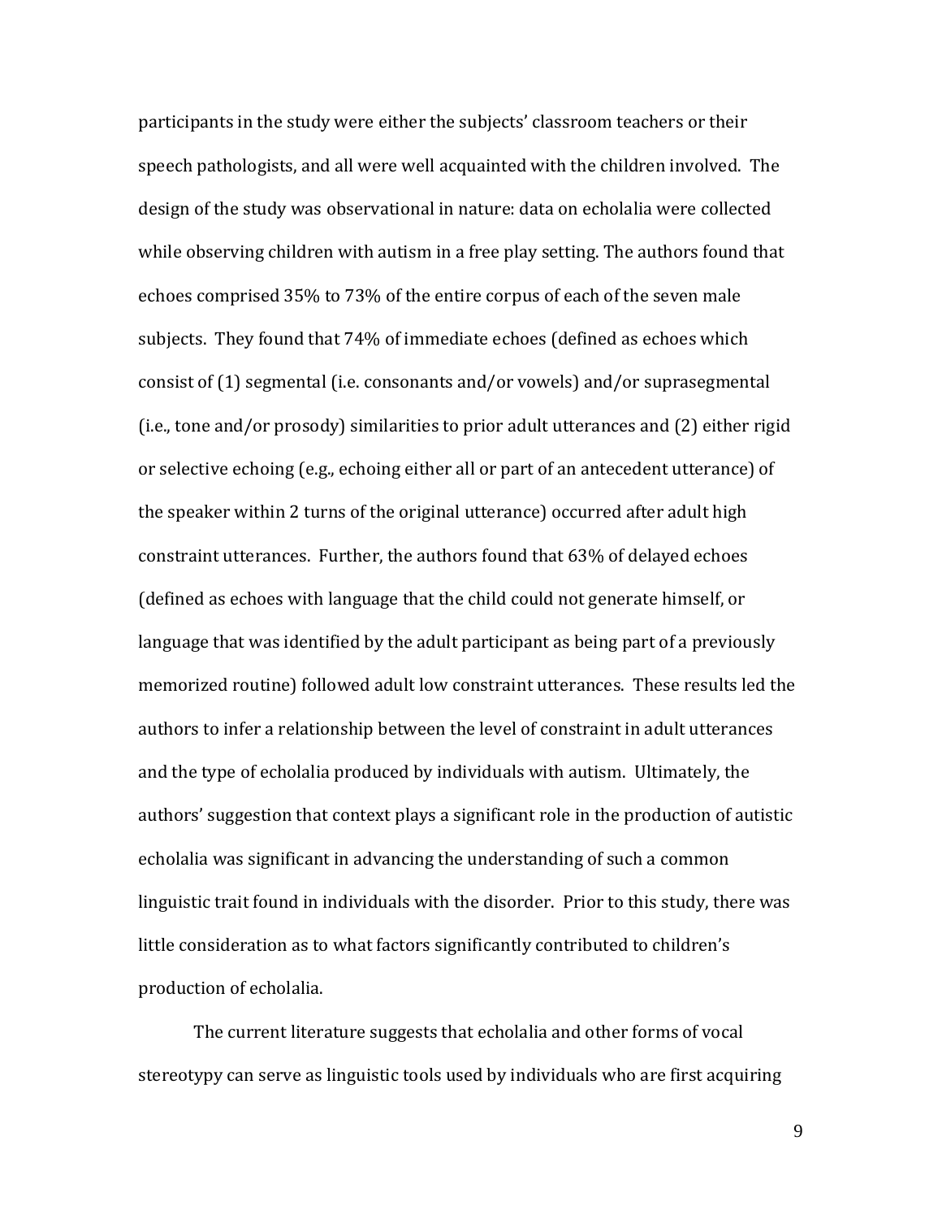participants in the study were either the subjects' classroom teachers or their speech pathologists, and all were well acquainted with the children involved. The design of the study was observational in nature: data on echolalia were collected while observing children with autism in a free play setting. The authors found that echoes comprised 35% to 73% of the entire corpus of each of the seven male subjects. They found that 74% of immediate echoes (defined as echoes which consist of (1) segmental (i.e. consonants and/or vowels) and/or suprasegmental (i.e., tone and/or prosody) similarities to prior adult utterances and (2) either rigid or selective echoing (e.g., echoing either all or part of an antecedent utterance) of the speaker within 2 turns of the original utterance) occurred after adult high constraint utterances. Further, the authors found that 63% of delayed echoes (defined as echoes with language that the child could not generate himself, or language that was identified by the adult participant as being part of a previously memorized routine) followed adult low constraint utterances. These results led the authors to infer a relationship between the level of constraint in adult utterances and the type of echolalia produced by individuals with autism. Ultimately, the authors' suggestion that context plays a significant role in the production of autistic echolalia was significant in advancing the understanding of such a common linguistic trait found in individuals with the disorder. Prior to this study, there was little consideration as to what factors significantly contributed to children's production of echolalia.

The current literature suggests that echolalia and other forms of vocal stereotypy can serve as linguistic tools used by individuals who are first acquiring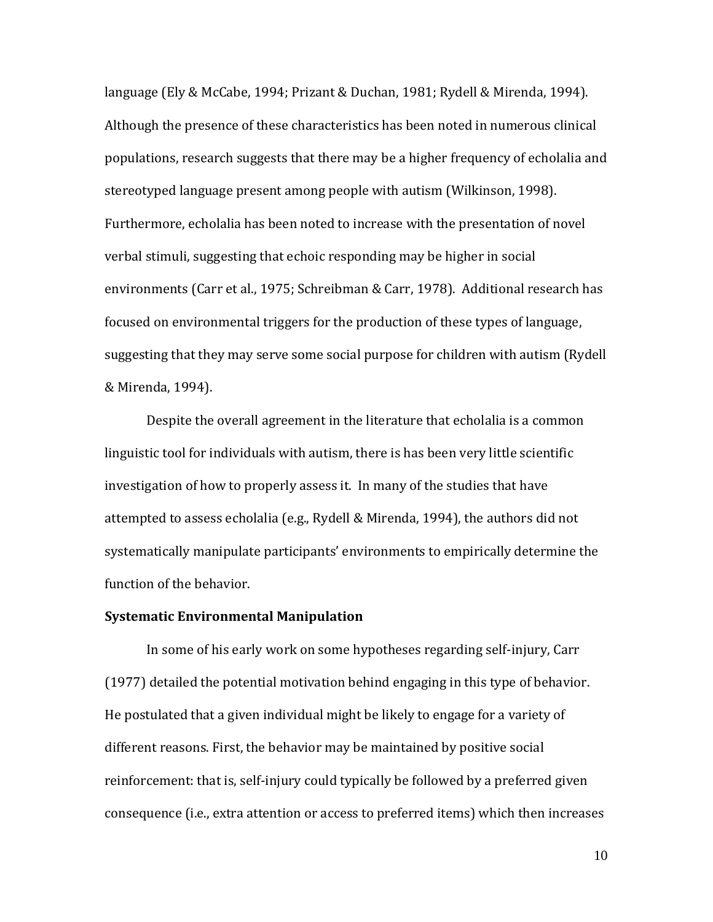language (Ely & McCabe, 1994; Prizant & Duchan, 1981; Rydell & Mirenda, 1994). Although the presence of these characteristics has been noted in numerous clinical populations, research suggests that there may be a higher frequency of echolalia and stereotyped language present among people with autism (Wilkinson, 1998). Furthermore, echolalia has been noted to increase with the presentation of novel verbal stimuli, suggesting that echoic responding may be higher in social environments (Carr et al., 1975; Schreibman & Carr, 1978). Additional research has focused on environmental triggers for the production of these types of language, suggesting that they may serve some social purpose for children with autism (Rydell & Mirenda, 1994).

Despite the overall agreement in the literature that echolalia is a common linguistic tool for individuals with autism, there is has been very little scientific investigation of how to properly assess it. In many of the studies that have attempted to assess echolalia (e.g., Rydell & Mirenda, 1994), the authors did not systematically manipulate participants' environments to empirically determine the function of the behavior.

**Systematic Environmental Manipulation**

In some of his early work on some hypotheses regarding self-injury, Carr (1977) detailed the potential motivation behind engaging in this type of behavior. He postulated that a given individual might be likely to engage for a variety of different reasons. First, the behavior may be maintained by positive social reinforcement: that is, self-injury could typically be followed by a preferred given consequence (i.e., extra attention or access to preferred items) which then increases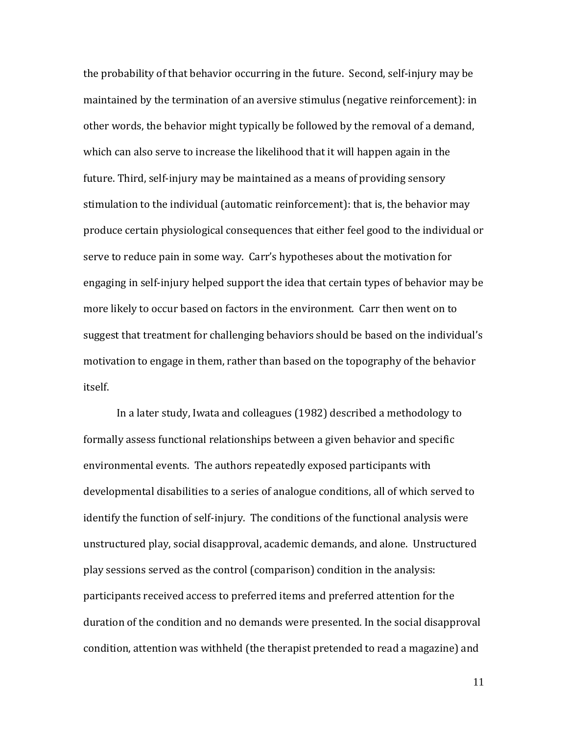the probability of that behavior occurring in the future. Second, self-injury may be maintained by the termination of an aversive stimulus (negative reinforcement): in other words, the behavior might typically be followed by the removal of a demand, which can also serve to increase the likelihood that it will happen again in the future. Third, self-injury may be maintained as a means of providing sensory stimulation to the individual (automatic reinforcement): that is, the behavior may produce certain physiological consequences that either feel good to the individual or serve to reduce pain in some way. Carr's hypotheses about the motivation for engaging in self-injury helped support the idea that certain types of behavior may be more likely to occur based on factors in the environment. Carr then went on to suggest that treatment for challenging behaviors should be based on the individual's motivation to engage in them, rather than based on the topography of the behavior itself.

In a later study, Iwata and colleagues (1982) described a methodology to formally assess functional relationships between a given behavior and specific environmental events. The authors repeatedly exposed participants with developmental disabilities to a series of analogue conditions, all of which served to identify the function of self-injury. The conditions of the functional analysis were unstructured play, social disapproval, academic demands, and alone. Unstructured play sessions served as the control (comparison) condition in the analysis: participants received access to preferred items and preferred attention for the duration of the condition and no demands were presented. In the social disapproval condition, attention was withheld (the therapist pretended to read a magazine) and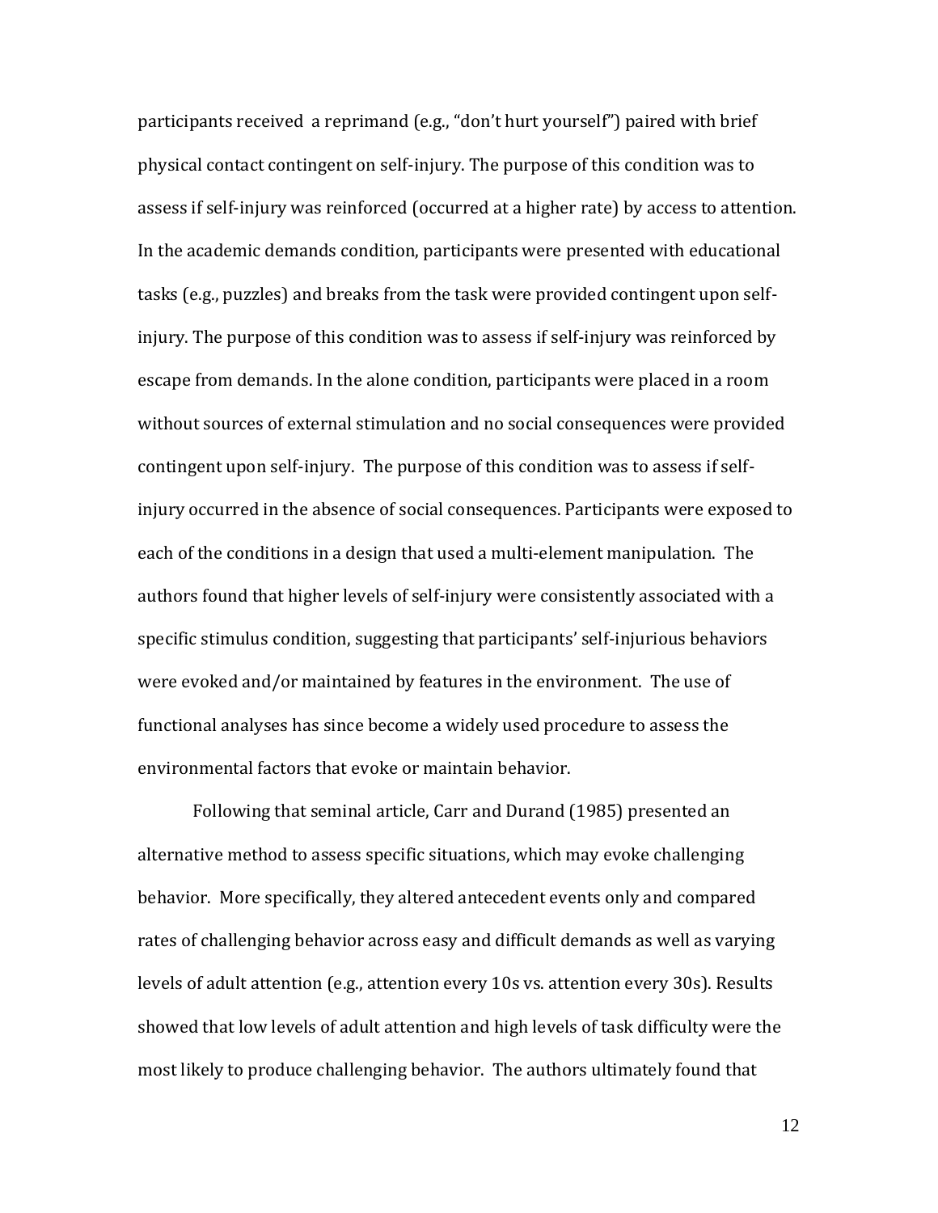participants received a reprimand (e.g., "don't hurt yourself") paired with brief physical contact contingent on self-injury. The purpose of this condition was to assess if self-injury was reinforced (occurred at a higher rate) by access to attention. In the academic demands condition, participants were presented with educational tasks (e.g., puzzles) and breaks from the task were provided contingent upon self-injury. The purpose of this condition was to assess if self-injury was reinforced by escape from demands. In the alone condition, participants were placed in a room without sources of external stimulation and no social consequences were provided contingent upon self-injury. The purpose of this condition was to assess if self-injury occurred in the absence of social consequences. Participants were exposed to each of the conditions in a design that used a multi-element manipulation. The authors found that higher levels of self-injury were consistently associated with a specific stimulus condition, suggesting that participants' self-injurious behaviors were evoked and/or maintained by features in the environment. The use of functional analyses has since become a widely used procedure to assess the environmental factors that evoke or maintain behavior.

Following that seminal article, Carr and Durand (1985) presented an alternative method to assess specific situations, which may evoke challenging behavior. More specifically, they altered antecedent events only and compared rates of challenging behavior across easy and difficult demands as well as varying levels of adult attention (e.g., attention every 10s vs. attention every 30s). Results showed that low levels of adult attention and high levels of task difficulty were the most likely to produce challenging behavior. The authors ultimately found that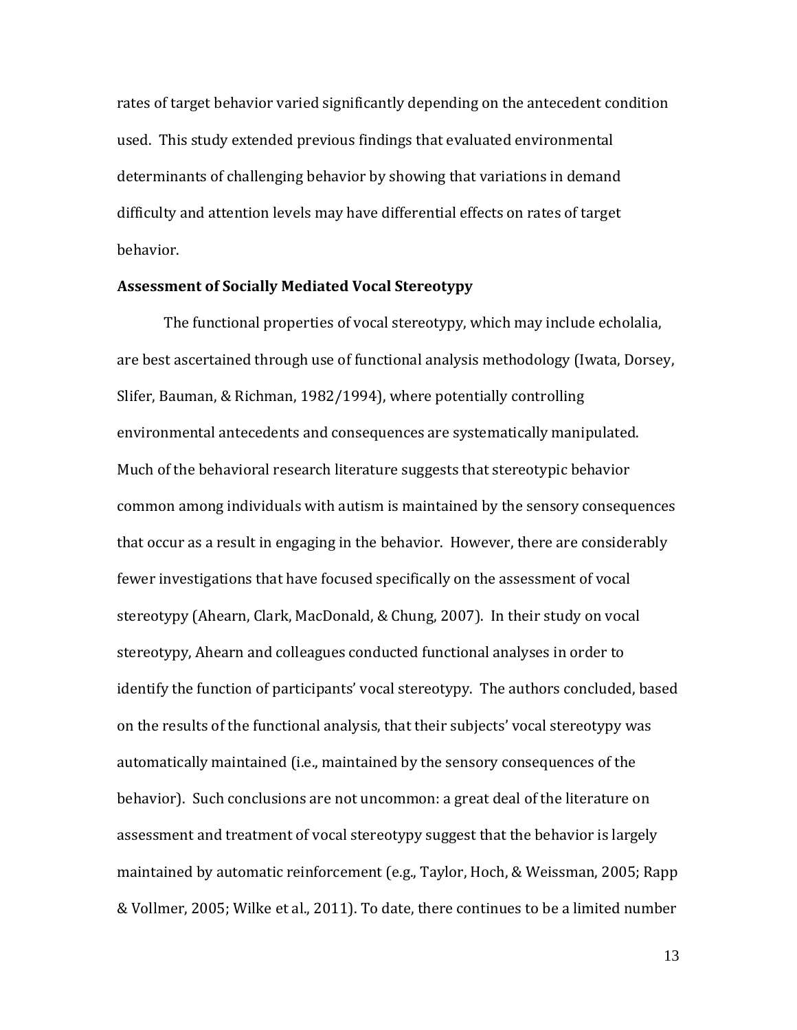rates of target behavior varied significantly depending on the antecedent condition used. This study extended previous findings that evaluated environmental determinants of challenging behavior by showing that variations in demand difficulty and attention levels may have differential effects on rates of target behavior.

**Assessment of Socially Mediated Vocal Stereotypy**

The functional properties of vocal stereotypy, which may include echolalia, are best ascertained through use of functional analysis methodology (Iwata, Dorsey, Slifer, Bauman, & Richman, 1982/1994), where potentially controlling environmental antecedents and consequences are systematically manipulated. Much of the behavioral research literature suggests that stereotypic behavior common among individuals with autism is maintained by the sensory consequences that occur as a result in engaging in the behavior. However, there are considerably fewer investigations that have focused specifically on the assessment of vocal stereotypy (Ahearn, Clark, MacDonald, & Chung, 2007). In their study on vocal stereotypy, Ahearn and colleagues conducted functional analyses in order to identify the function of participants' vocal stereotypy. The authors concluded, based on the results of the functional analysis, that their subjects' vocal stereotypy was automatically maintained (i.e., maintained by the sensory consequences of the behavior). Such conclusions are not uncommon: a great deal of the literature on assessment and treatment of vocal stereotypy suggest that the behavior is largely maintained by automatic reinforcement (e.g., Taylor, Hoch, & Weissman, 2005; Rapp & Vollmer, 2005; Wilke et al., 2011). To date, there continues to be a limited number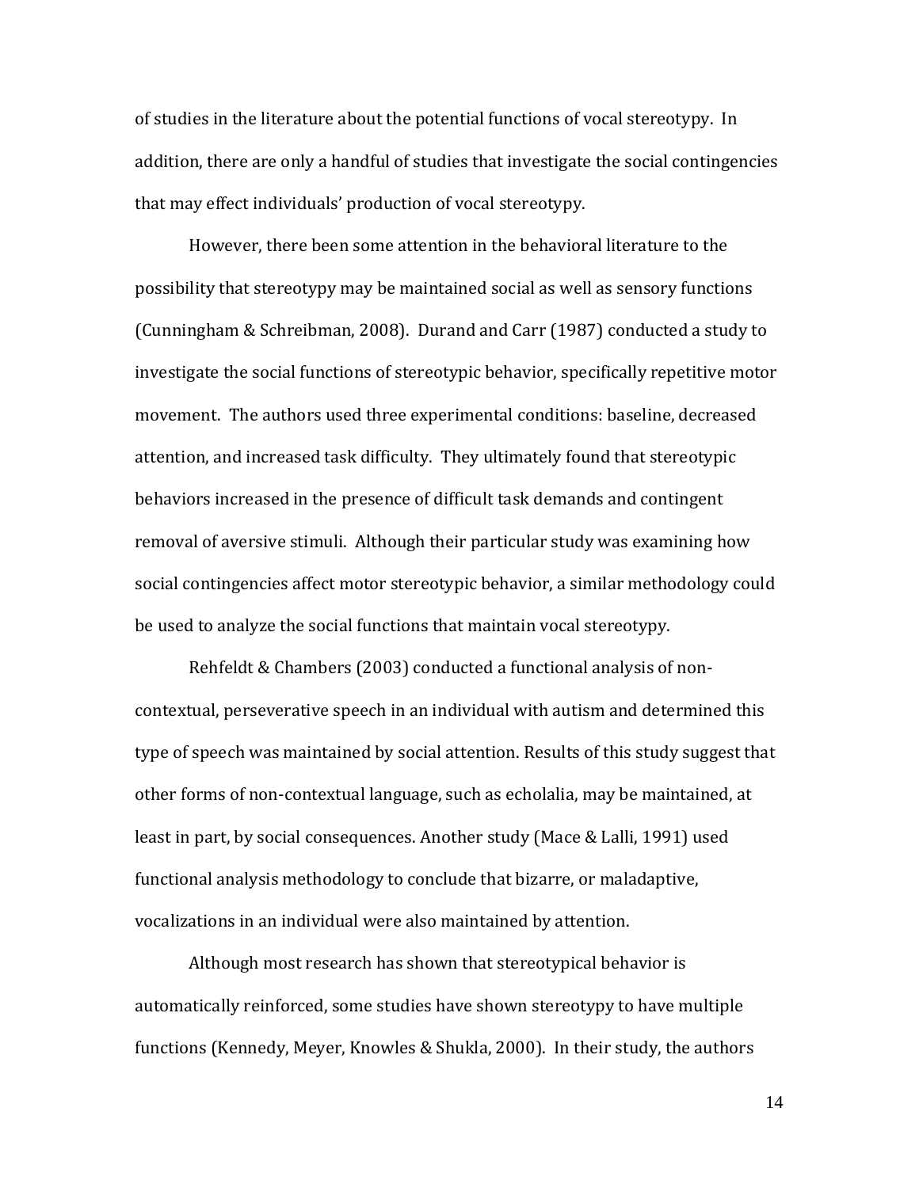of studies in the literature about the potential functions of vocal stereotypy. In addition, there are only a handful of studies that investigate the social contingencies that may effect individuals' production of vocal stereotypy.

However, there been some attention in the behavioral literature to the possibility that stereotypy may be maintained social as well as sensory functions (Cunningham & Schreibman, 2008). Durand and Carr (1987) conducted a study to investigate the social functions of stereotypic behavior, specifically repetitive motor movement. The authors used three experimental conditions: baseline, decreased attention, and increased task difficulty. They ultimately found that stereotypic behaviors increased in the presence of difficult task demands and contingent removal of aversive stimuli. Although their particular study was examining how social contingencies affect motor stereotypic behavior, a similar methodology could be used to analyze the social functions that maintain vocal stereotypy.

Rehfeldt & Chambers (2003) conducted a functional analysis of non-contextual, perseverative speech in an individual with autism and determined this type of speech was maintained by social attention. Results of this study suggest that other forms of non-contextual language, such as echolalia, may be maintained, at least in part, by social consequences. Another study (Mace & Lalli, 1991) used functional analysis methodology to conclude that bizarre, or maladaptive, vocalizations in an individual were also maintained by attention.

Although most research has shown that stereotypical behavior is automatically reinforced, some studies have shown stereotypy to have multiple functions (Kennedy, Meyer, Knowles & Shukla, 2000). In their study, the authors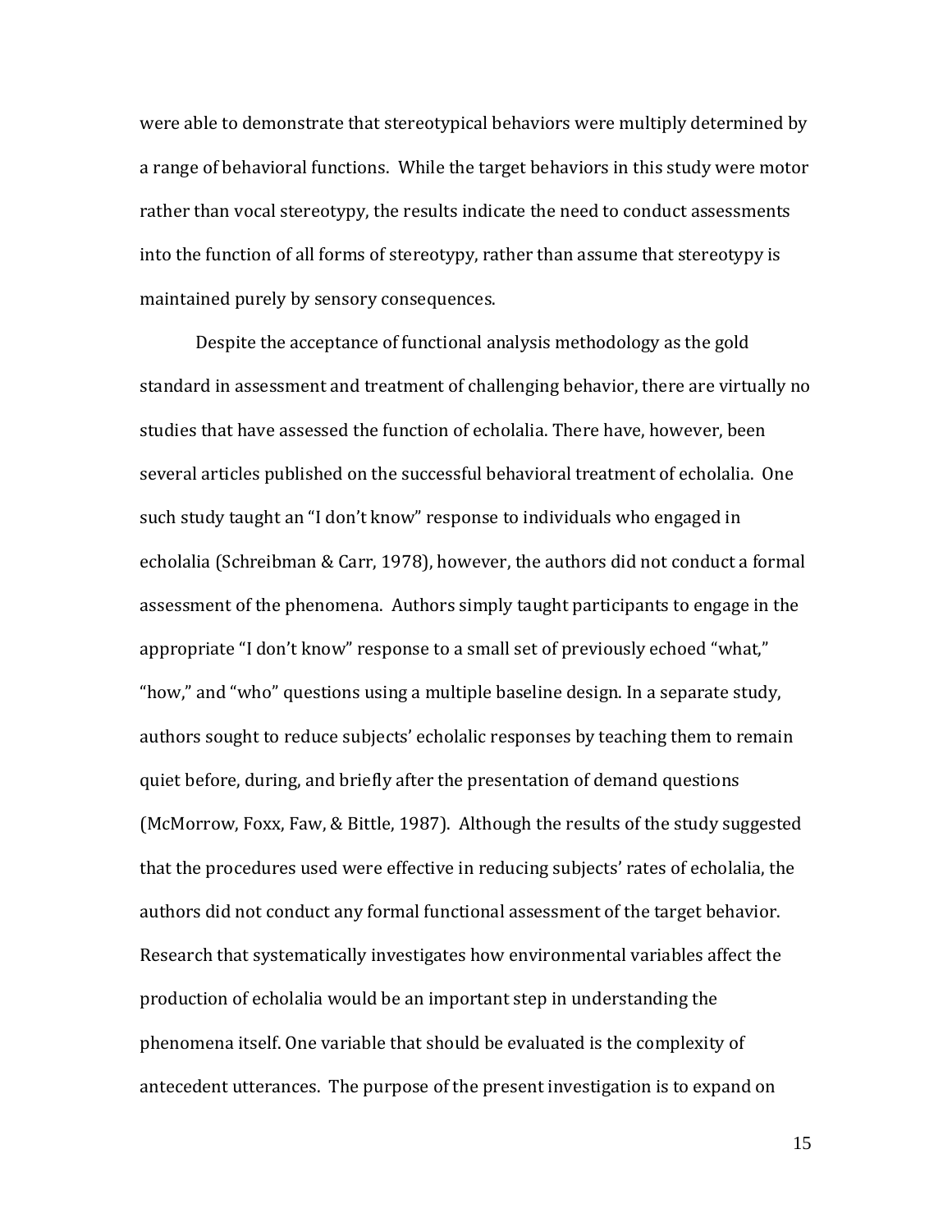were able to demonstrate that stereotypical behaviors were multiply determined by a range of behavioral functions. While the target behaviors in this study were motor rather than vocal stereotypy, the results indicate the need to conduct assessments into the function of all forms of stereotypy, rather than assume that stereotypy is maintained purely by sensory consequences.

Despite the acceptance of functional analysis methodology as the gold standard in assessment and treatment of challenging behavior, there are virtually no studies that have assessed the function of echolalia. There have, however, been several articles published on the successful behavioral treatment of echolalia. One such study taught an "I don't know" response to individuals who engaged in echolalia (Schreibman & Carr, 1978), however, the authors did not conduct a formal assessment of the phenomena. Authors simply taught participants to engage in the appropriate "I don't know" response to a small set of previously echoed "what," "how," and "who" questions using a multiple baseline design. In a separate study, authors sought to reduce subjects' echolalic responses by teaching them to remain quiet before, during, and briefly after the presentation of demand questions (McMorrow, Foxx, Faw, & Bittle, 1987). Although the results of the study suggested that the procedures used were effective in reducing subjects' rates of echolalia, the authors did not conduct any formal functional assessment of the target behavior. Research that systematically investigates how environmental variables affect the production of echolalia would be an important step in understanding the phenomena itself. One variable that should be evaluated is the complexity of antecedent utterances. The purpose of the present investigation is to expand on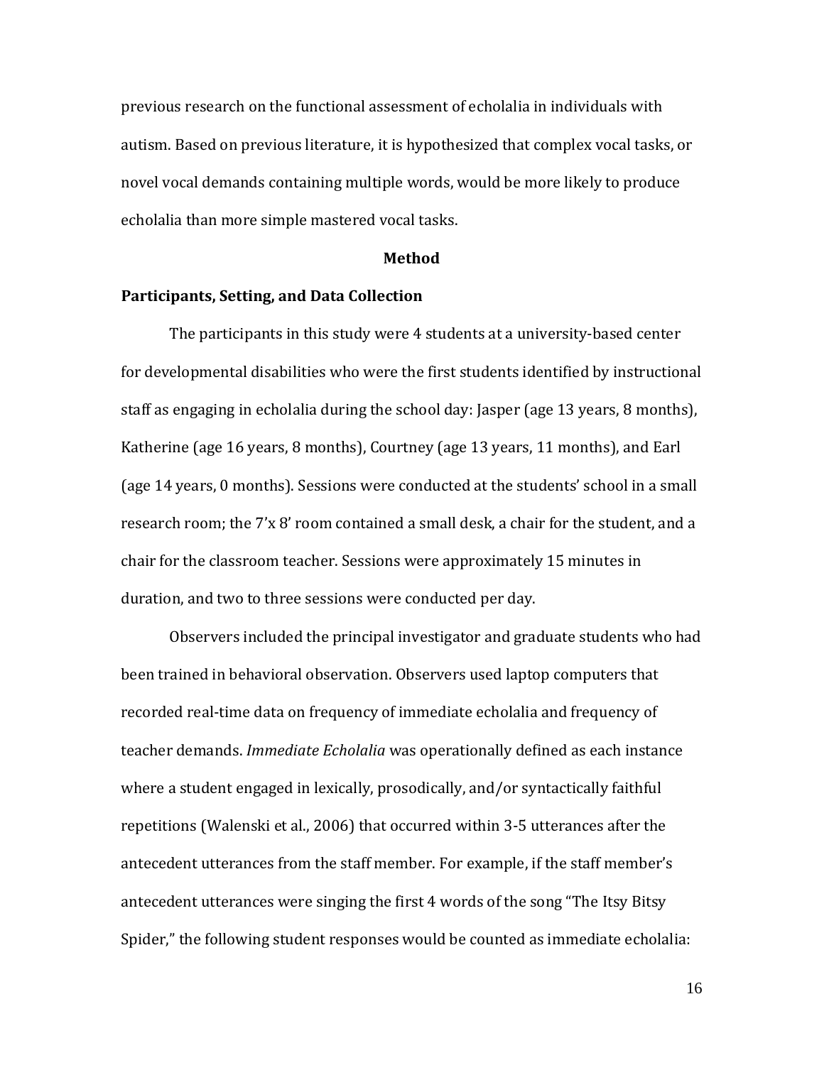previous research on the functional assessment of echolalia in individuals with autism. Based on previous literature, it is hypothesized that complex vocal tasks, or novel vocal demands containing multiple words, would be more likely to produce echolalia than more simple mastered vocal tasks.

## Method

### Participants, Setting, and Data Collection

The participants in this study were 4 students at a university-based center for developmental disabilities who were the first students identified by instructional staff as engaging in echolalia during the school day: Jasper (age 13 years, 8 months), Katherine (age 16 years, 8 months), Courtney (age 13 years, 11 months), and Earl (age 14 years, 0 months). Sessions were conducted at the students' school in a small research room; the 7'x 8' room contained a small desk, a chair for the student, and a chair for the classroom teacher. Sessions were approximately 15 minutes in duration, and two to three sessions were conducted per day.

Observers included the principal investigator and graduate students who had been trained in behavioral observation. Observers used laptop computers that recorded real-time data on frequency of immediate echolalia and frequency of teacher demands. *Immediate Echolalia* was operationally defined as each instance where a student engaged in lexically, prosodically, and/or syntactically faithful repetitions (Walenski et al., 2006) that occurred within 3-5 utterances after the antecedent utterances from the staff member. For example, if the staff member's antecedent utterances were singing the first 4 words of the song "The Itsy Bitsy Spider," the following student responses would be counted as immediate echolalia: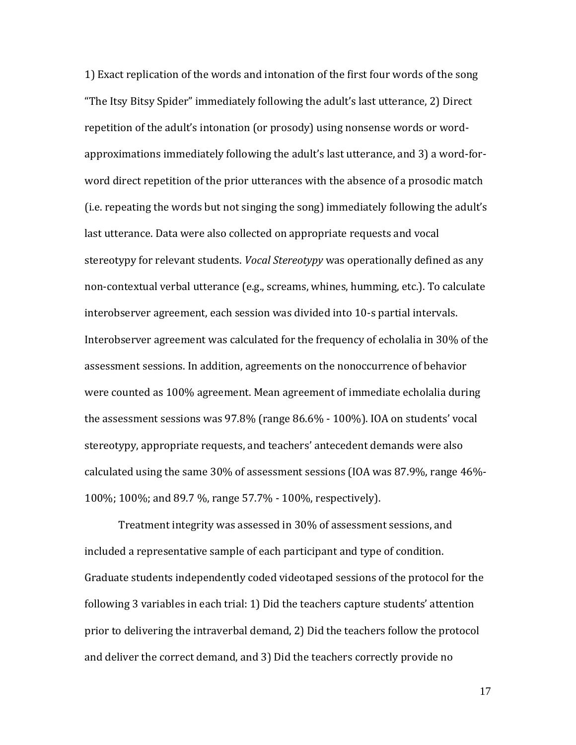1) Exact replication of the words and intonation of the first four words of the song "The Itsy Bitsy Spider" immediately following the adult's last utterance, 2) Direct repetition of the adult's intonation (or prosody) using nonsense words or word-approximations immediately following the adult's last utterance, and 3) a word-for-word direct repetition of the prior utterances with the absence of a prosodic match (i.e. repeating the words but not singing the song) immediately following the adult's last utterance. Data were also collected on appropriate requests and vocal stereotypy for relevant students. *Vocal Stereotypy* was operationally defined as any non-contextual verbal utterance (e.g., screams, whines, humming, etc.). To calculate interobserver agreement, each session was divided into 10-s partial intervals. Interobserver agreement was calculated for the frequency of echolalia in 30% of the assessment sessions. In addition, agreements on the nonoccurrence of behavior were counted as 100% agreement. Mean agreement of immediate echolalia during the assessment sessions was 97.8% (range 86.6% - 100%). IOA on students' vocal stereotypy, appropriate requests, and teachers' antecedent demands were also calculated using the same 30% of assessment sessions (IOA was 87.9%, range 46%-100%; 100%; and 89.7 %, range 57.7% - 100%, respectively).

Treatment integrity was assessed in 30% of assessment sessions, and included a representative sample of each participant and type of condition. Graduate students independently coded videotaped sessions of the protocol for the following 3 variables in each trial: 1) Did the teachers capture students' attention prior to delivering the intraverbal demand, 2) Did the teachers follow the protocol and deliver the correct demand, and 3) Did the teachers correctly provide no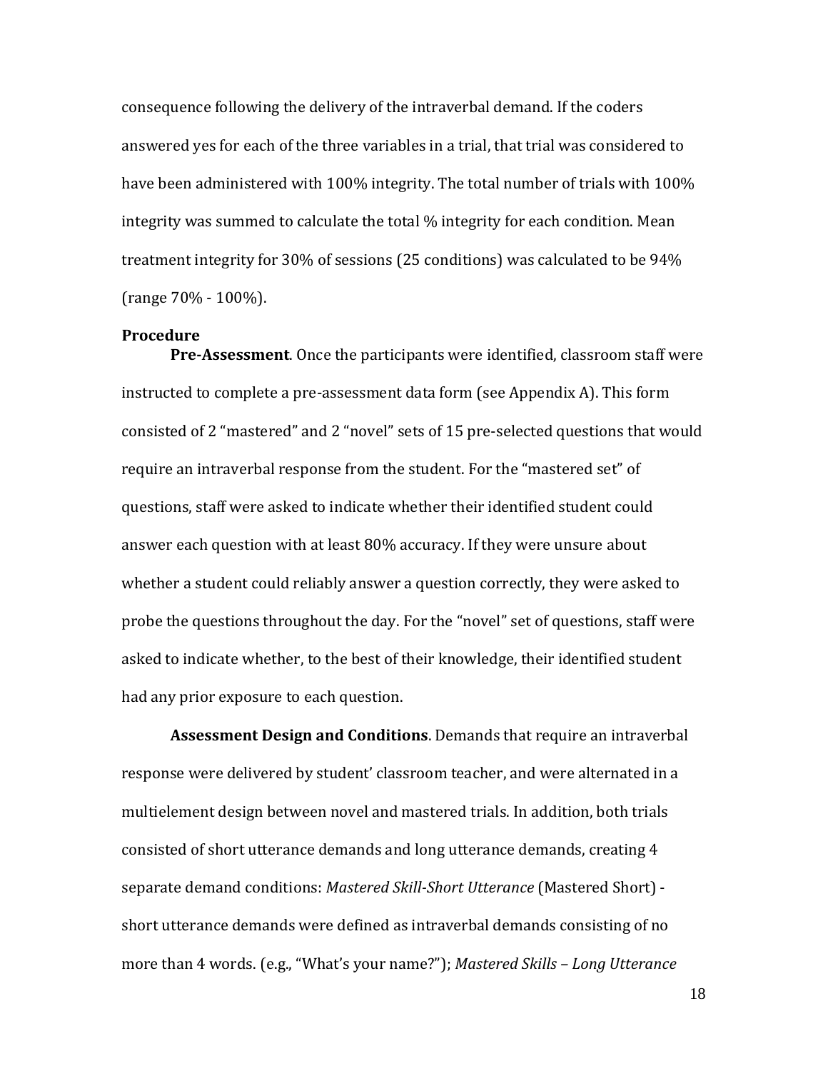consequence following the delivery of the intraverbal demand. If the coders answered yes for each of the three variables in a trial, that trial was considered to have been administered with 100% integrity. The total number of trials with 100% integrity was summed to calculate the total % integrity for each condition. Mean treatment integrity for 30% of sessions (25 conditions) was calculated to be 94% (range 70% - 100%).

### Procedure

**Pre-Assessment**. Once the participants were identified, classroom staff were instructed to complete a pre-assessment data form (see Appendix A). This form consisted of 2 "mastered" and 2 "novel" sets of 15 pre-selected questions that would require an intraverbal response from the student. For the "mastered set" of questions, staff were asked to indicate whether their identified student could answer each question with at least 80% accuracy. If they were unsure about whether a student could reliably answer a question correctly, they were asked to probe the questions throughout the day. For the "novel" set of questions, staff were asked to indicate whether, to the best of their knowledge, their identified student had any prior exposure to each question.

**Assessment Design and Conditions**. Demands that require an intraverbal response were delivered by student' classroom teacher, and were alternated in a multielement design between novel and mastered trials. In addition, both trials consisted of short utterance demands and long utterance demands, creating 4 separate demand conditions: *Mastered Skill-Short Utterance* (Mastered Short) - short utterance demands were defined as intraverbal demands consisting of no more than 4 words. (e.g., "What's your name?"); *Mastered Skills – Long Utterance*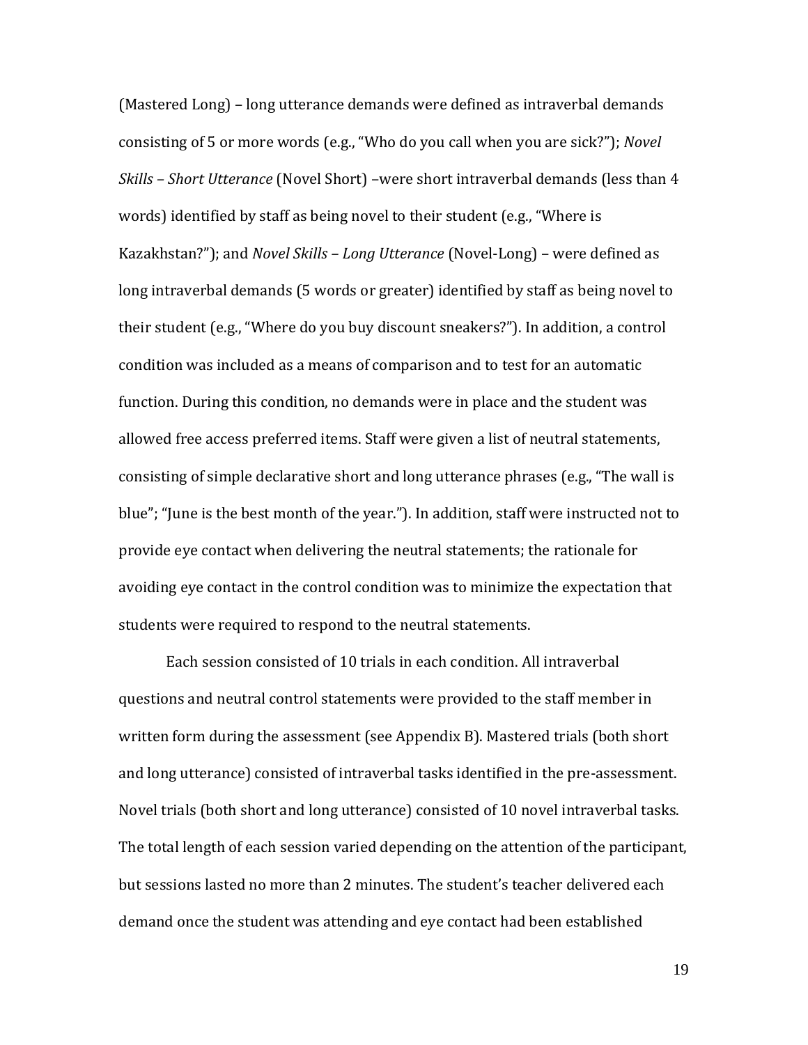(Mastered Long) – long utterance demands were defined as intraverbal demands consisting of 5 or more words (e.g., "Who do you call when you are sick?"); *Novel Skills – Short Utterance* (Novel Short) –were short intraverbal demands (less than 4 words) identified by staff as being novel to their student (e.g., "Where is Kazakhstan?"); and *Novel Skills – Long Utterance* (Novel-Long) – were defined as long intraverbal demands (5 words or greater) identified by staff as being novel to their student (e.g., "Where do you buy discount sneakers?"). In addition, a control condition was included as a means of comparison and to test for an automatic function. During this condition, no demands were in place and the student was allowed free access preferred items. Staff were given a list of neutral statements, consisting of simple declarative short and long utterance phrases (e.g., "The wall is blue"; "June is the best month of the year."). In addition, staff were instructed not to provide eye contact when delivering the neutral statements; the rationale for avoiding eye contact in the control condition was to minimize the expectation that students were required to respond to the neutral statements.

Each session consisted of 10 trials in each condition. All intraverbal questions and neutral control statements were provided to the staff member in written form during the assessment (see Appendix B). Mastered trials (both short and long utterance) consisted of intraverbal tasks identified in the pre-assessment. Novel trials (both short and long utterance) consisted of 10 novel intraverbal tasks. The total length of each session varied depending on the attention of the participant, but sessions lasted no more than 2 minutes. The student's teacher delivered each demand once the student was attending and eye contact had been established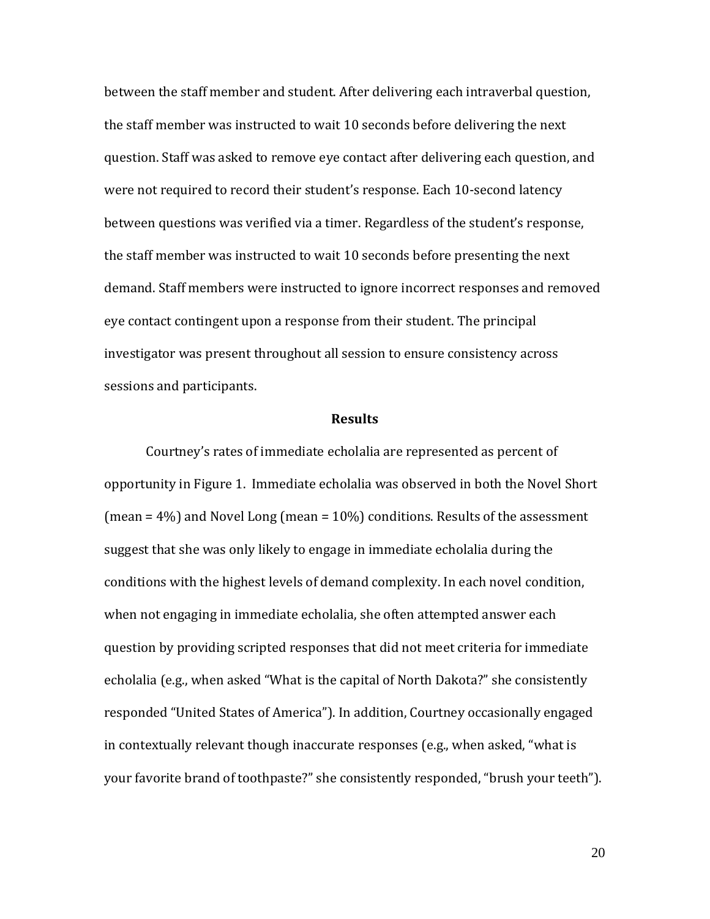between the staff member and student. After delivering each intraverbal question, the staff member was instructed to wait 10 seconds before delivering the next question. Staff was asked to remove eye contact after delivering each question, and were not required to record their student's response. Each 10-second latency between questions was verified via a timer. Regardless of the student's response, the staff member was instructed to wait 10 seconds before presenting the next demand. Staff members were instructed to ignore incorrect responses and removed eye contact contingent upon a response from their student. The principal investigator was present throughout all session to ensure consistency across sessions and participants.

## Results

Courtney's rates of immediate echolalia are represented as percent of opportunity in Figure 1. Immediate echolalia was observed in both the Novel Short (mean = 4%) and Novel Long (mean = 10%) conditions. Results of the assessment suggest that she was only likely to engage in immediate echolalia during the conditions with the highest levels of demand complexity. In each novel condition, when not engaging in immediate echolalia, she often attempted answer each question by providing scripted responses that did not meet criteria for immediate echolalia (e.g., when asked "What is the capital of North Dakota?" she consistently responded "United States of America"). In addition, Courtney occasionally engaged in contextually relevant though inaccurate responses (e.g., when asked, "what is your favorite brand of toothpaste?" she consistently responded, "brush your teeth").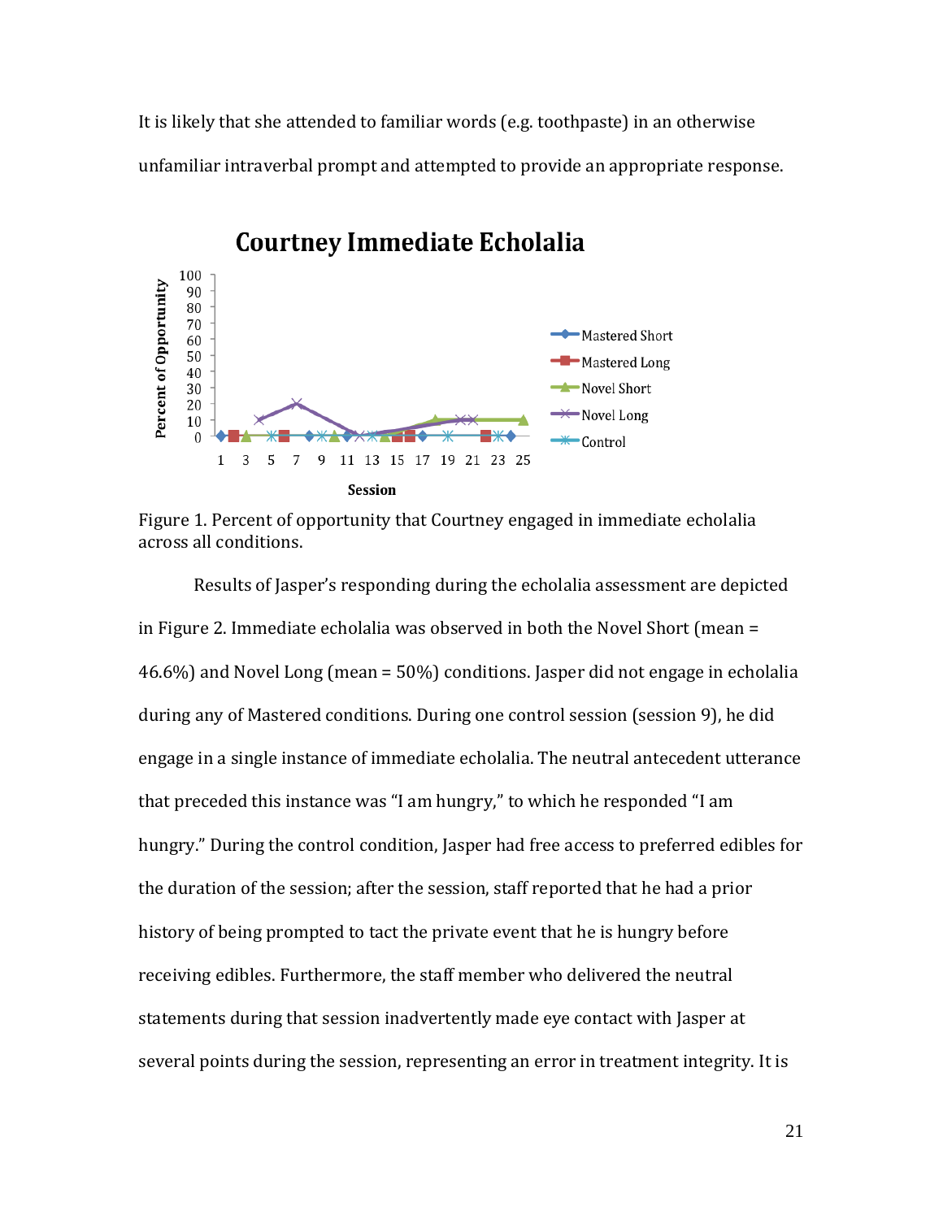It is likely that she attended to familiar words (e.g. toothpaste) in an otherwise unfamiliar intraverbal prompt and attempted to provide an appropriate response.

Figure 1. Percent of opportunity that Courtney engaged in immediate echolalia across all conditions.

Results of Jasper's responding during the echolalia assessment are depicted in Figure 2. Immediate echolalia was observed in both the Novel Short (mean = 46.6%) and Novel Long (mean = 50%) conditions. Jasper did not engage in echolalia during any of Mastered conditions. During one control session (session 9), he did engage in a single instance of immediate echolalia. The neutral antecedent utterance that preceded this instance was "I am hungry," to which he responded "I am hungry." During the control condition, Jasper had free access to preferred edibles for the duration of the session; after the session, staff reported that he had a prior history of being prompted to tact the private event that he is hungry before receiving edibles. Furthermore, the staff member who delivered the neutral statements during that session inadvertently made eye contact with Jasper at several points during the session, representing an error in treatment integrity. It is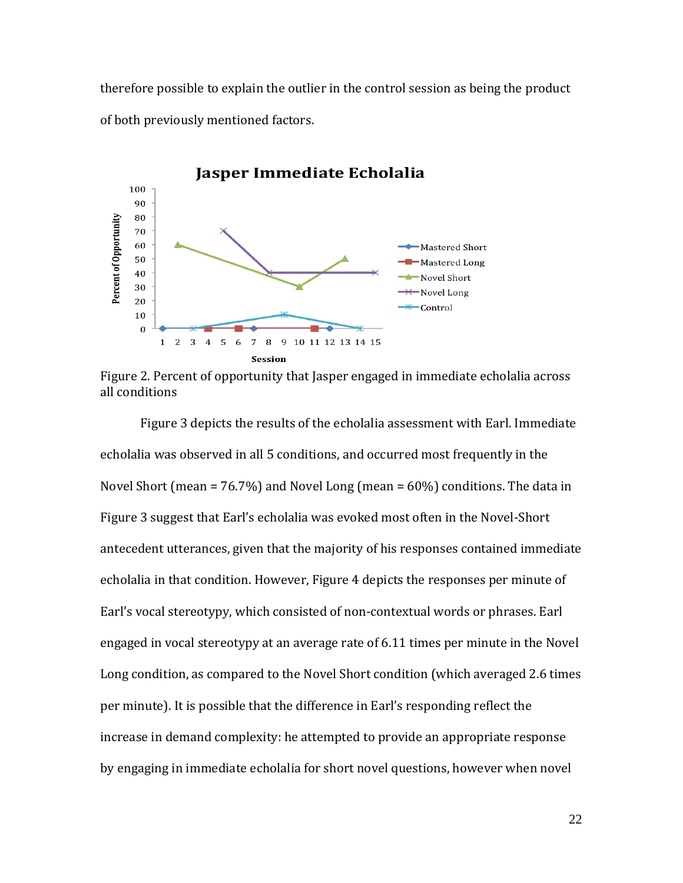therefore possible to explain the outlier in the control session as being the product of both previously mentioned factors.

Figure 2. Percent of opportunity that Jasper engaged in immediate echolalia across all conditions

Figure 3 depicts the results of the echolalia assessment with Earl. Immediate echolalia was observed in all 5 conditions, and occurred most frequently in the Novel Short (mean = 76.7%) and Novel Long (mean = 60%) conditions. The data in Figure 3 suggest that Earl's echolalia was evoked most often in the Novel-Short antecedent utterances, given that the majority of his responses contained immediate echolalia in that condition. However, Figure 4 depicts the responses per minute of Earl's vocal stereotypy, which consisted of non-contextual words or phrases. Earl engaged in vocal stereotypy at an average rate of 6.11 times per minute in the Novel Long condition, as compared to the Novel Short condition (which averaged 2.6 times per minute). It is possible that the difference in Earl's responding reflect the increase in demand complexity: he attempted to provide an appropriate response by engaging in immediate echolalia for short novel questions, however when novel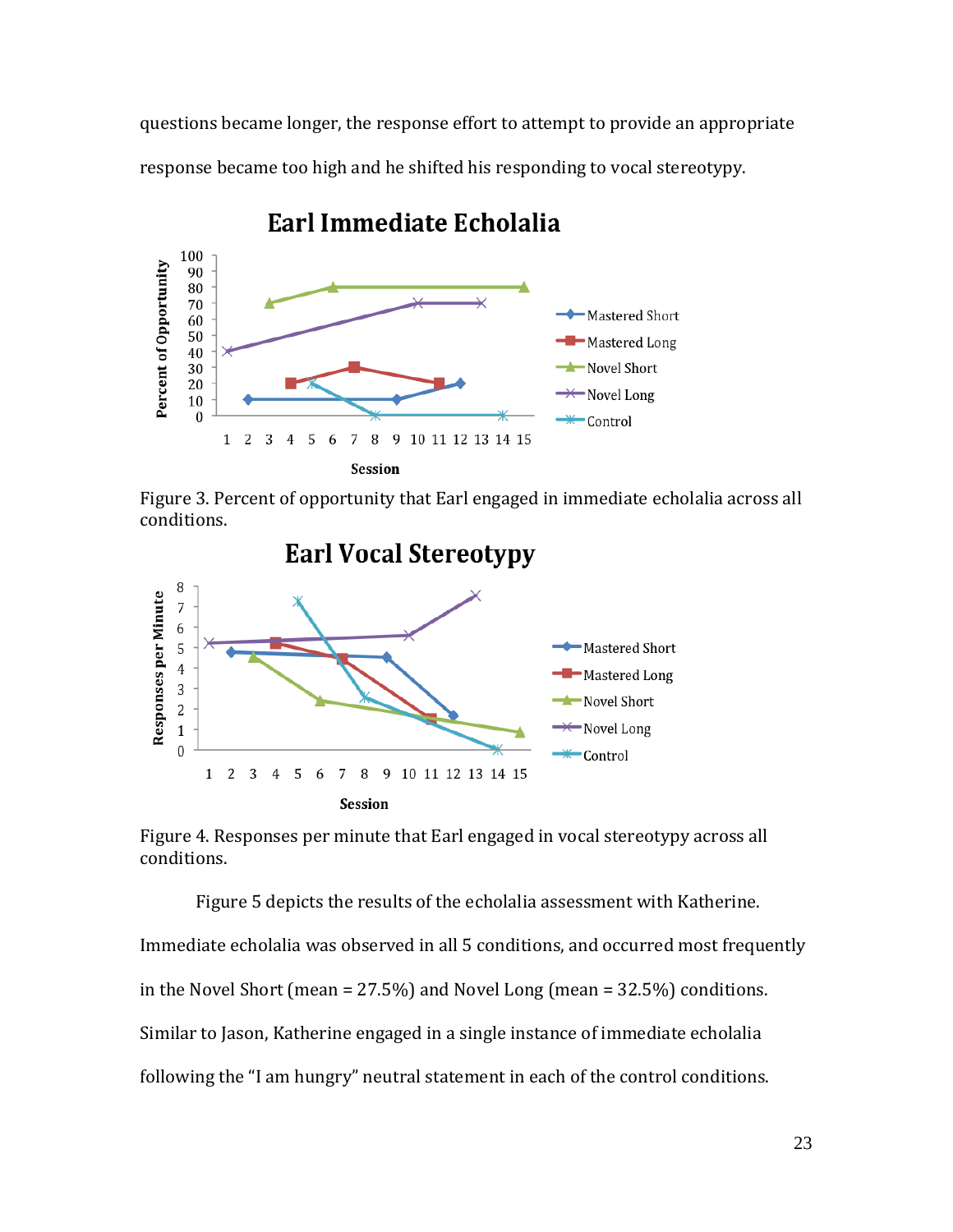questions became longer, the response effort to attempt to provide an appropriate response became too high and he shifted his responding to vocal stereotypy.

Figure 3. Percent of opportunity that Earl engaged in immediate echolalia across all conditions.

Figure 4. Responses per minute that Earl engaged in vocal stereotypy across all conditions.

Figure 5 depicts the results of the echolalia assessment with Katherine. Immediate echolalia was observed in all 5 conditions, and occurred most frequently in the Novel Short (mean = 27.5%) and Novel Long (mean = 32.5%) conditions. Similar to Jason, Katherine engaged in a single instance of immediate echolalia following the "I am hungry" neutral statement in each of the control conditions.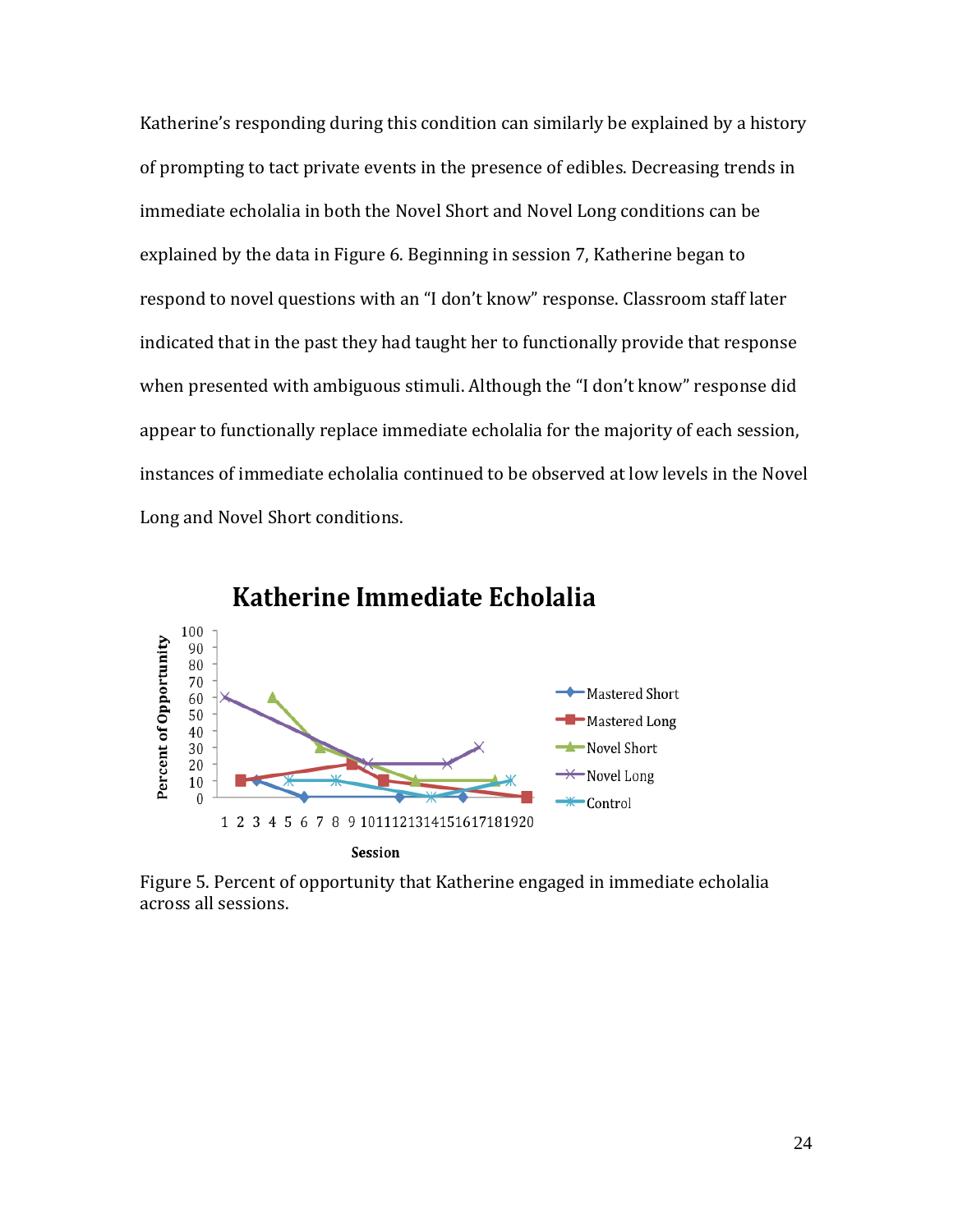Katherine's responding during this condition can similarly be explained by a history of prompting to tact private events in the presence of edibles. Decreasing trends in immediate echolalia in both the Novel Short and Novel Long conditions can be explained by the data in Figure 6. Beginning in session 7, Katherine began to respond to novel questions with an "I don't know" response. Classroom staff later indicated that in the past they had taught her to functionally provide that response when presented with ambiguous stimuli. Although the "I don't know" response did appear to functionally replace immediate echolalia for the majority of each session, instances of immediate echolalia continued to be observed at low levels in the Novel Long and Novel Short conditions.

Figure 5. Percent of opportunity that Katherine engaged in immediate echolalia across all sessions.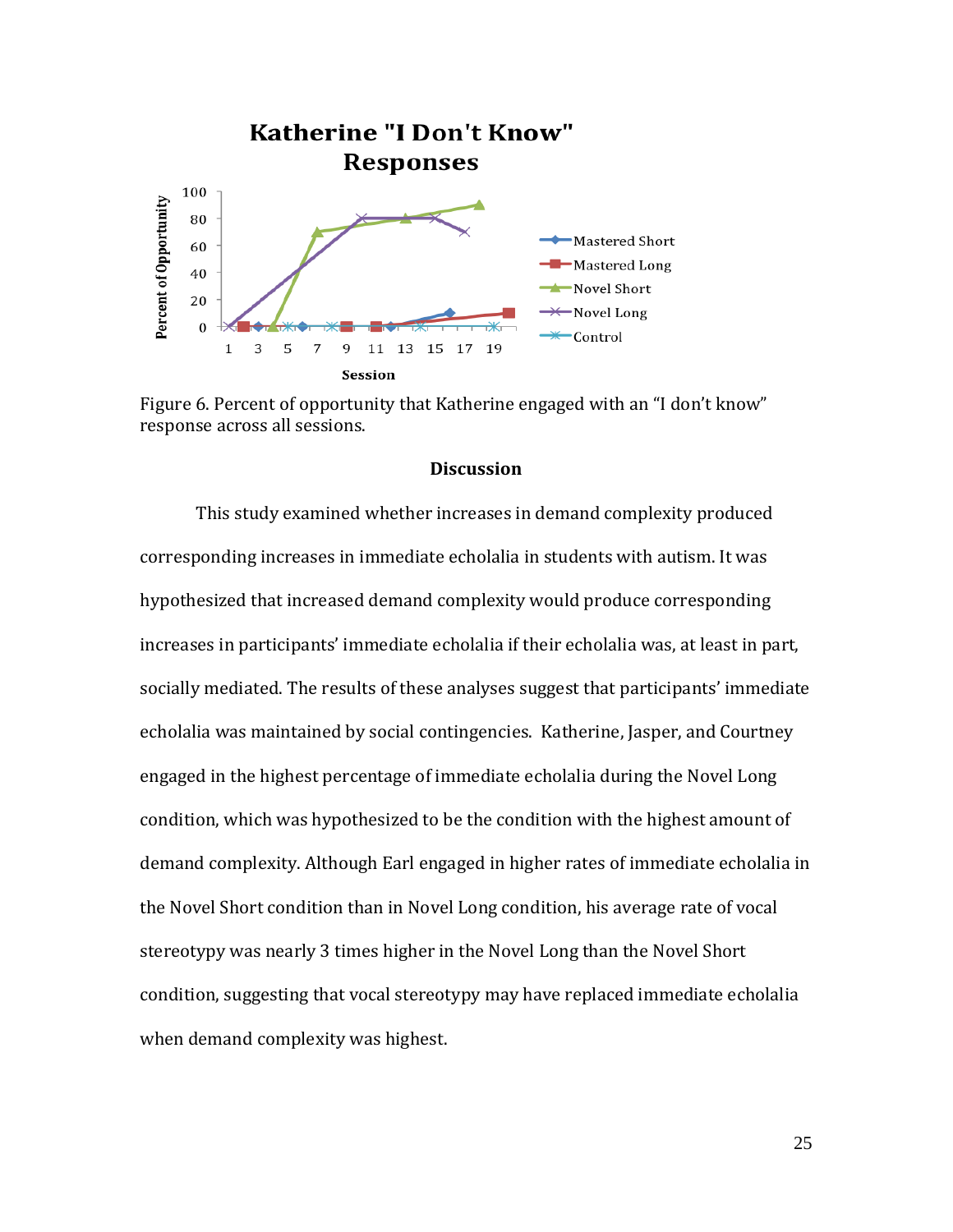Figure 6. Percent of opportunity that Katherine engaged with an "I don't know" response across all sessions.

## Discussion

This study examined whether increases in demand complexity produced corresponding increases in immediate echolalia in students with autism. It was hypothesized that increased demand complexity would produce corresponding increases in participants' immediate echolalia if their echolalia was, at least in part, socially mediated. The results of these analyses suggest that participants' immediate echolalia was maintained by social contingencies. Katherine, Jasper, and Courtney engaged in the highest percentage of immediate echolalia during the Novel Long condition, which was hypothesized to be the condition with the highest amount of demand complexity. Although Earl engaged in higher rates of immediate echolalia in the Novel Short condition than in Novel Long condition, his average rate of vocal stereotypy was nearly 3 times higher in the Novel Long than the Novel Short condition, suggesting that vocal stereotypy may have replaced immediate echolalia when demand complexity was highest.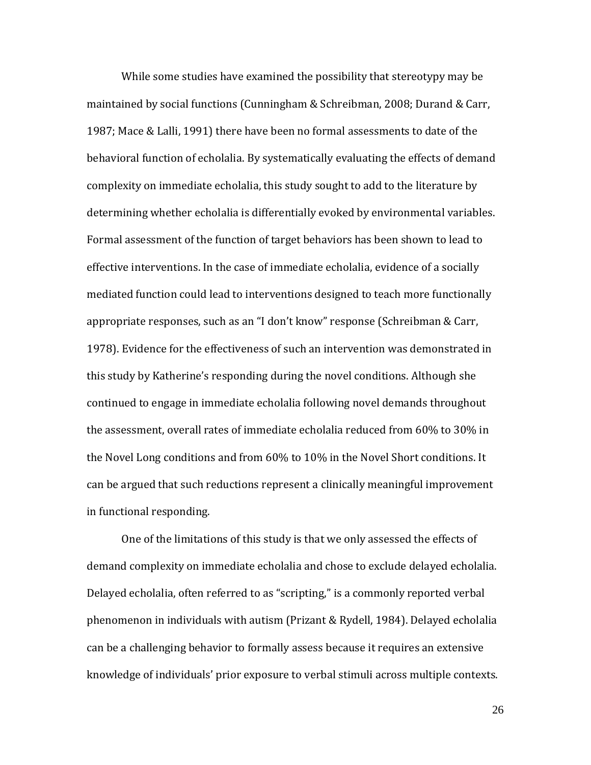While some studies have examined the possibility that stereotypy may be maintained by social functions (Cunningham & Schreibman, 2008; Durand & Carr, 1987; Mace & Lalli, 1991) there have been no formal assessments to date of the behavioral function of echolalia. By systematically evaluating the effects of demand complexity on immediate echolalia, this study sought to add to the literature by determining whether echolalia is differentially evoked by environmental variables. Formal assessment of the function of target behaviors has been shown to lead to effective interventions. In the case of immediate echolalia, evidence of a socially mediated function could lead to interventions designed to teach more functionally appropriate responses, such as an "I don't know" response (Schreibman & Carr, 1978). Evidence for the effectiveness of such an intervention was demonstrated in this study by Katherine's responding during the novel conditions. Although she continued to engage in immediate echolalia following novel demands throughout the assessment, overall rates of immediate echolalia reduced from 60% to 30% in the Novel Long conditions and from 60% to 10% in the Novel Short conditions. It can be argued that such reductions represent a clinically meaningful improvement in functional responding.

One of the limitations of this study is that we only assessed the effects of demand complexity on immediate echolalia and chose to exclude delayed echolalia. Delayed echolalia, often referred to as "scripting," is a commonly reported verbal phenomenon in individuals with autism (Prizant & Rydell, 1984). Delayed echolalia can be a challenging behavior to formally assess because it requires an extensive knowledge of individuals' prior exposure to verbal stimuli across multiple contexts.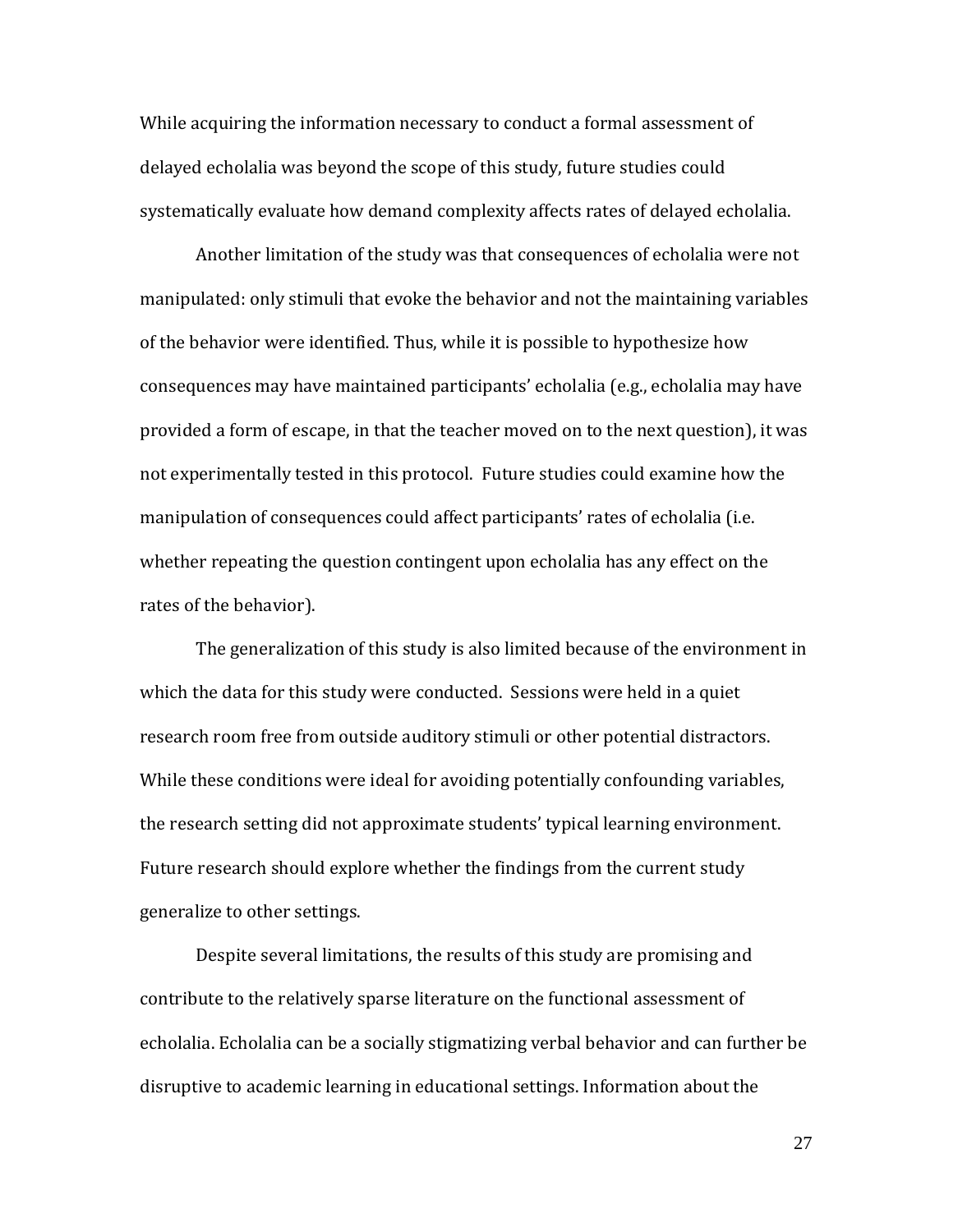While acquiring the information necessary to conduct a formal assessment of delayed echolalia was beyond the scope of this study, future studies could systematically evaluate how demand complexity affects rates of delayed echolalia.

Another limitation of the study was that consequences of echolalia were not manipulated: only stimuli that evoke the behavior and not the maintaining variables of the behavior were identified. Thus, while it is possible to hypothesize how consequences may have maintained participants' echolalia (e.g., echolalia may have provided a form of escape, in that the teacher moved on to the next question), it was not experimentally tested in this protocol. Future studies could examine how the manipulation of consequences could affect participants' rates of echolalia (i.e. whether repeating the question contingent upon echolalia has any effect on the rates of the behavior).

The generalization of this study is also limited because of the environment in which the data for this study were conducted. Sessions were held in a quiet research room free from outside auditory stimuli or other potential distractors. While these conditions were ideal for avoiding potentially confounding variables, the research setting did not approximate students' typical learning environment. Future research should explore whether the findings from the current study generalize to other settings.

Despite several limitations, the results of this study are promising and contribute to the relatively sparse literature on the functional assessment of echolalia. Echolalia can be a socially stigmatizing verbal behavior and can further be disruptive to academic learning in educational settings. Information about the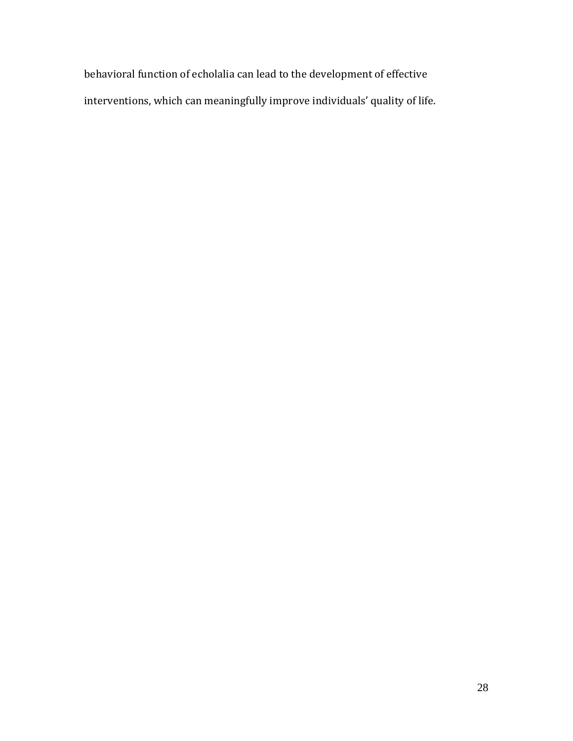behavioral function of echolalia can lead to the development of effective interventions, which can meaningfully improve individuals' quality of life.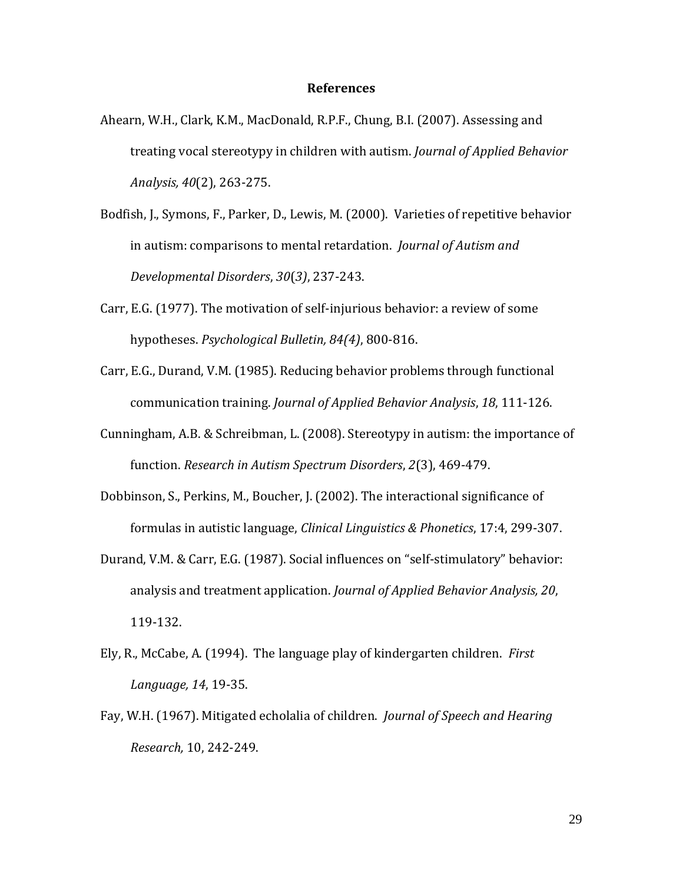## References

Ahearn, W.H., Clark, K.M., MacDonald, R.P.F., Chung, B.I. (2007). Assessing and treating vocal stereotypy in children with autism. *Journal of Applied Behavior Analysis, 40*(2), 263-275.

Bodfish, J., Symons, F., Parker, D., Lewis, M. (2000). Varieties of repetitive behavior in autism: comparisons to mental retardation. *Journal of Autism and Developmental Disorders*, *30*(*3)*, 237-243.

Carr, E.G. (1977). The motivation of self-injurious behavior: a review of some hypotheses. *Psychological Bulletin, 84(4)*, 800-816.

Carr, E.G., Durand, V.M. (1985). Reducing behavior problems through functional communication training. *Journal of Applied Behavior Analysis*, *18*, 111-126.

Cunningham, A.B. & Schreibman, L. (2008). Stereotypy in autism: the importance of function. *Research in Autism Spectrum Disorders*, *2*(3), 469-479.

Dobbinson, S., Perkins, M., Boucher, J. (2002). The interactional significance of formulas in autistic language, *Clinical Linguistics & Phonetics*, 17:4, 299-307.

Durand, V.M. & Carr, E.G. (1987). Social influences on "self-stimulatory" behavior: analysis and treatment application. *Journal of Applied Behavior Analysis, 20*, 119-132.

Ely, R., McCabe, A. (1994). The language play of kindergarten children. *First Language, 14*, 19-35.

Fay, W.H. (1967). Mitigated echolalia of children. *Journal of Speech and Hearing Research,* 10, 242-249.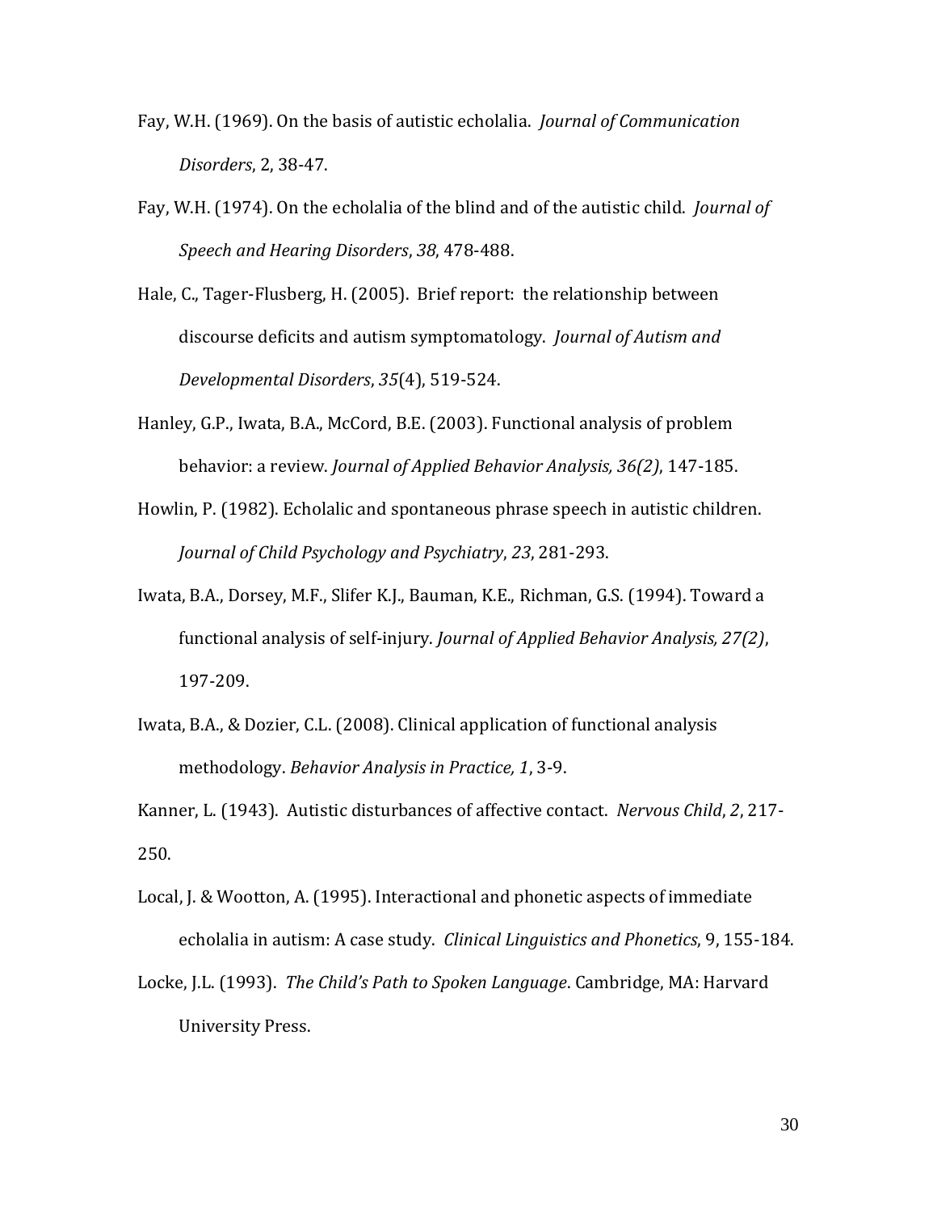Fay, W.H. (1969). On the basis of autistic echolalia. *Journal of Communication Disorders*, 2, 38-47.

Fay, W.H. (1974). On the echolalia of the blind and of the autistic child. *Journal of Speech and Hearing Disorders*, *38*, 478-488.

Hale, C., Tager-Flusberg, H. (2005). Brief report: the relationship between discourse deficits and autism symptomatology. *Journal of Autism and Developmental Disorders*, *35*(4), 519-524.

Hanley, G.P., Iwata, B.A., McCord, B.E. (2003). Functional analysis of problem behavior: a review. *Journal of Applied Behavior Analysis, 36(2)*, 147-185.

Howlin, P. (1982). Echolalic and spontaneous phrase speech in autistic children. *Journal of Child Psychology and Psychiatry*, *23*, 281-293.

Iwata, B.A., Dorsey, M.F., Slifer K.J., Bauman, K.E., Richman, G.S. (1994). Toward a functional analysis of self-injury. *Journal of Applied Behavior Analysis, 27(2)*, 197-209.

Iwata, B.A., & Dozier, C.L. (2008). Clinical application of functional analysis methodology. *Behavior Analysis in Practice, 1*, 3-9.

Kanner, L. (1943). Autistic disturbances of affective contact. *Nervous Child*, *2*, 217-250.

Local, J. & Wootton, A. (1995). Interactional and phonetic aspects of immediate echolalia in autism: A case study. *Clinical Linguistics and Phonetics*, 9, 155-184.

Locke, J.L. (1993). *The Child's Path to Spoken Language*. Cambridge, MA: Harvard University Press.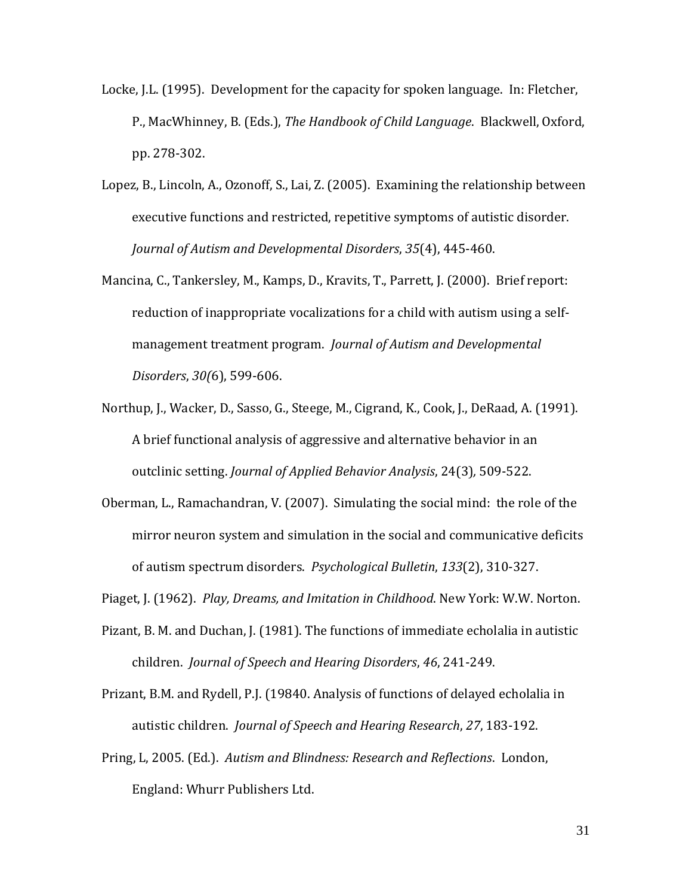Locke, J.L. (1995). Development for the capacity for spoken language. In: Fletcher, P., MacWhinney, B. (Eds.), *The Handbook of Child Language*. Blackwell, Oxford, pp. 278-302.

Lopez, B., Lincoln, A., Ozonoff, S., Lai, Z. (2005). Examining the relationship between executive functions and restricted, repetitive symptoms of autistic disorder. *Journal of Autism and Developmental Disorders*, *35*(4), 445-460.

Mancina, C., Tankersley, M., Kamps, D., Kravits, T., Parrett, J. (2000). Brief report: reduction of inappropriate vocalizations for a child with autism using a self-management treatment program. *Journal of Autism and Developmental Disorders*, *30(*6), 599-606.

Northup, J., Wacker, D., Sasso, G., Steege, M., Cigrand, K., Cook, J., DeRaad, A. (1991). A brief functional analysis of aggressive and alternative behavior in an outclinic setting. *Journal of Applied Behavior Analysis*, 24(3), 509-522.

Oberman, L., Ramachandran, V. (2007). Simulating the social mind: the role of the mirror neuron system and simulation in the social and communicative deficits of autism spectrum disorders. *Psychological Bulletin*, *133*(2), 310-327.

Piaget, J. (1962). *Play, Dreams, and Imitation in Childhood*. New York: W.W. Norton.

Pizant, B. M. and Duchan, J. (1981). The functions of immediate echolalia in autistic children. *Journal of Speech and Hearing Disorders*, *46*, 241-249.

Prizant, B.M. and Rydell, P.J. (19840. Analysis of functions of delayed echolalia in autistic children. *Journal of Speech and Hearing Research*, *27*, 183-192.

Pring, L, 2005. (Ed.). *Autism and Blindness: Research and Reflections*. London, England: Whurr Publishers Ltd.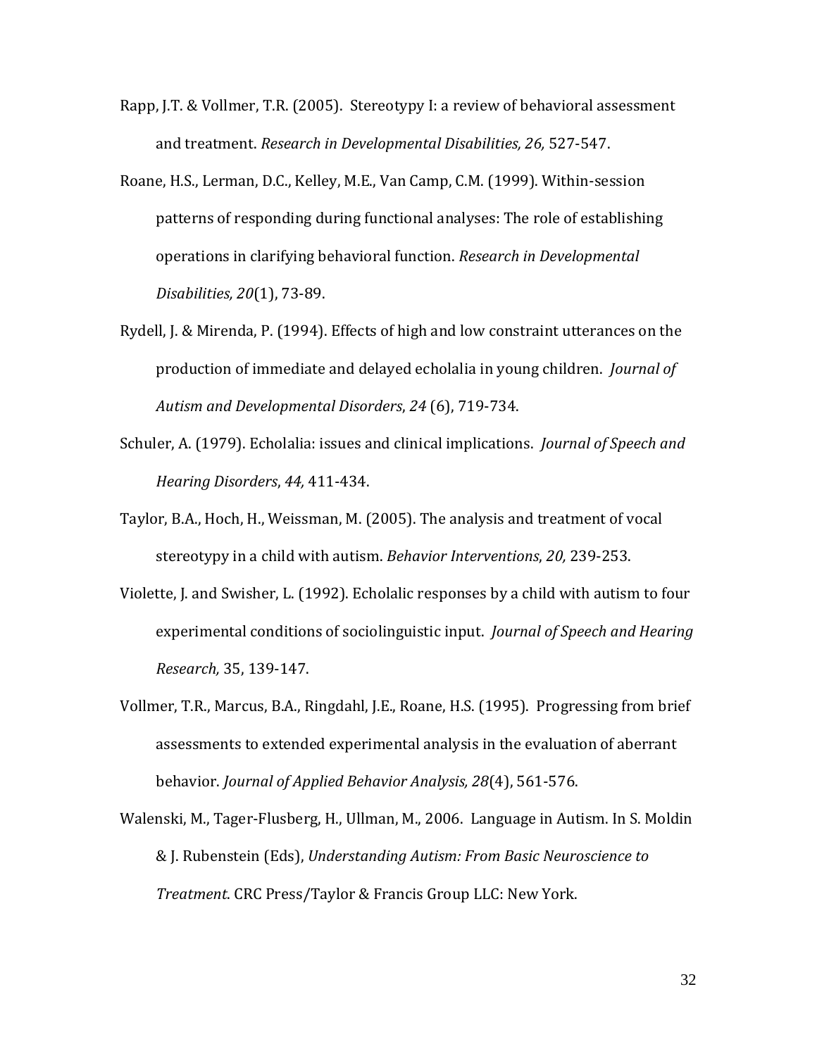Rapp, J.T. & Vollmer, T.R. (2005). Stereotypy I: a review of behavioral assessment and treatment. *Research in Developmental Disabilities, 26,* 527-547.

Roane, H.S., Lerman, D.C., Kelley, M.E., Van Camp, C.M. (1999). Within-session patterns of responding during functional analyses: The role of establishing operations in clarifying behavioral function. *Research in Developmental Disabilities, 20*(1), 73-89.

Rydell, J. & Mirenda, P. (1994). Effects of high and low constraint utterances on the production of immediate and delayed echolalia in young children. *Journal of Autism and Developmental Disorders*, *24* (6), 719-734.

Schuler, A. (1979). Echolalia: issues and clinical implications. *Journal of Speech and Hearing Disorders*, *44,* 411-434.

Taylor, B.A., Hoch, H., Weissman, M. (2005). The analysis and treatment of vocal stereotypy in a child with autism. *Behavior Interventions*, *20,* 239-253.

Violette, J. and Swisher, L. (1992). Echolalic responses by a child with autism to four experimental conditions of sociolinguistic input. *Journal of Speech and Hearing Research,* 35, 139-147.

Vollmer, T.R., Marcus, B.A., Ringdahl, J.E., Roane, H.S. (1995). Progressing from brief assessments to extended experimental analysis in the evaluation of aberrant behavior. *Journal of Applied Behavior Analysis, 28*(4), 561-576.

Walenski, M., Tager-Flusberg, H., Ullman, M., 2006. Language in Autism. In S. Moldin & J. Rubenstein (Eds), *Understanding Autism: From Basic Neuroscience to Treatment*. CRC Press/Taylor & Francis Group LLC: New York.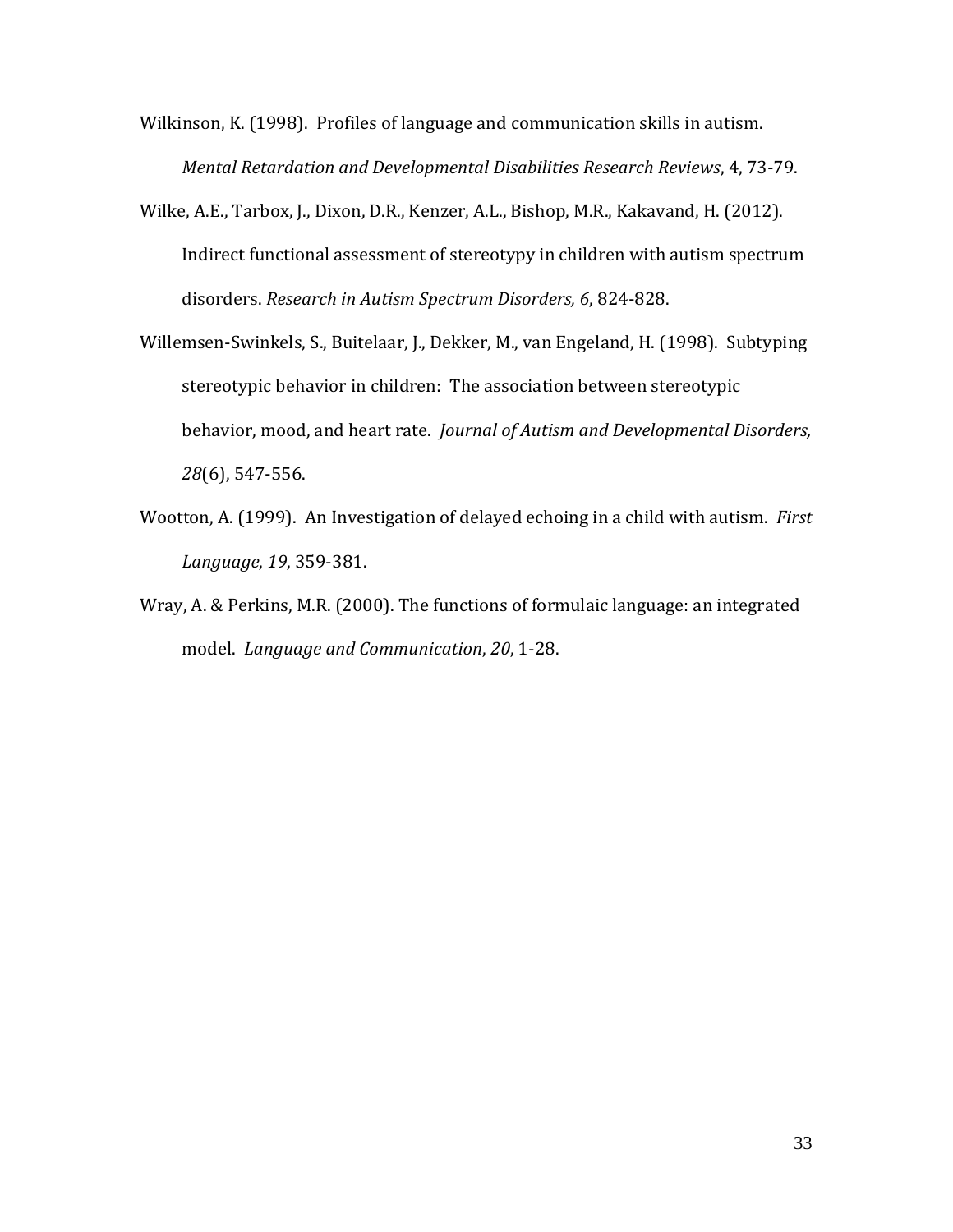Wilkinson, K. (1998). Profiles of language and communication skills in autism. *Mental Retardation and Developmental Disabilities Research Reviews*, 4, 73-79.

Wilke, A.E., Tarbox, J., Dixon, D.R., Kenzer, A.L., Bishop, M.R., Kakavand, H. (2012). Indirect functional assessment of stereotypy in children with autism spectrum disorders. *Research in Autism Spectrum Disorders, 6*, 824-828.

Willemsen-Swinkels, S., Buitelaar, J., Dekker, M., van Engeland, H. (1998). Subtyping stereotypic behavior in children: The association between stereotypic behavior, mood, and heart rate. *Journal of Autism and Developmental Disorders, 28*(6), 547-556.

Wootton, A. (1999). An Investigation of delayed echoing in a child with autism. *First Language*, *19*, 359-381.

Wray, A. & Perkins, M.R. (2000). The functions of formulaic language: an integrated model. *Language and Communication*, *20*, 1-28.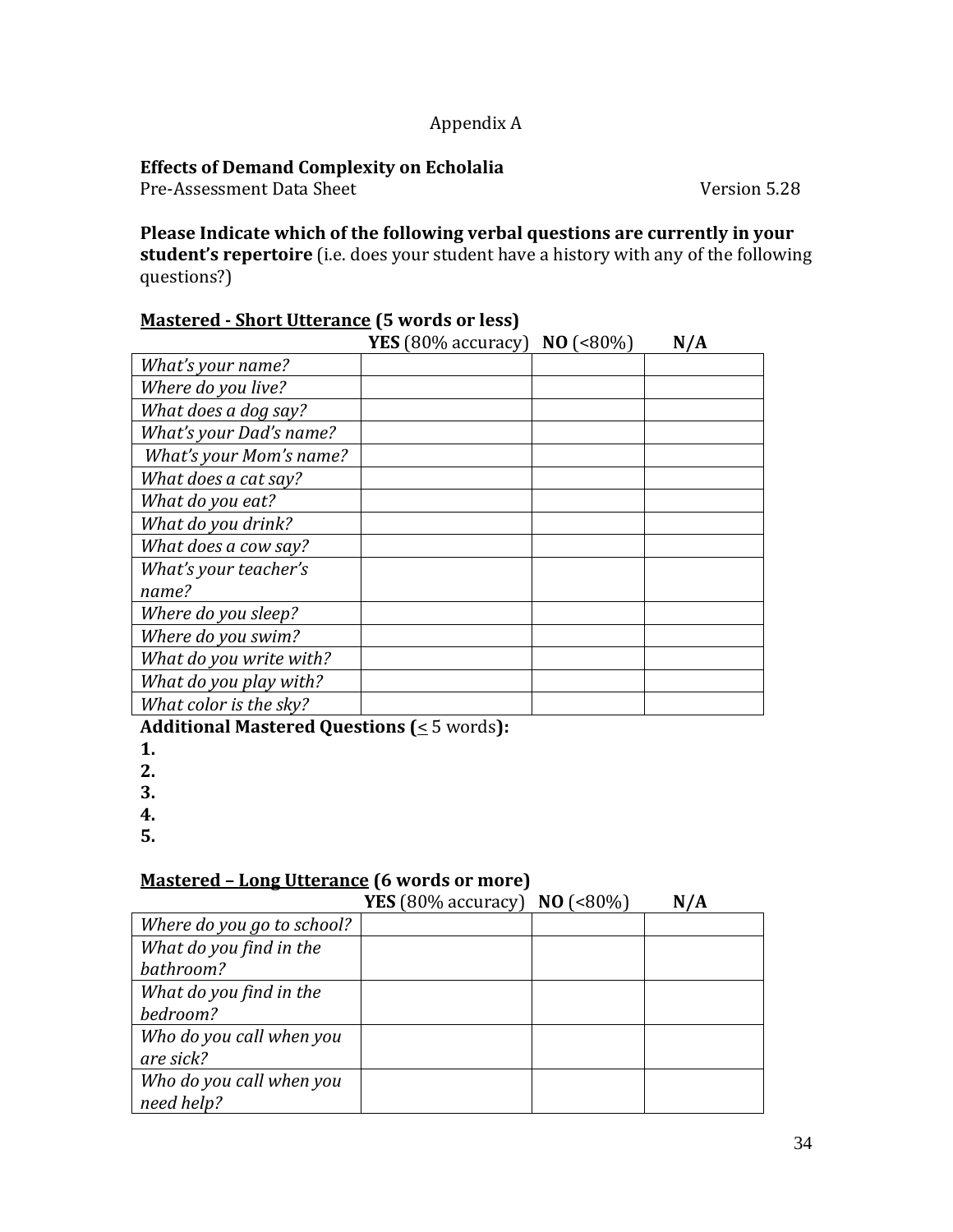Appendix A

**Effects of Demand Complexity on Echolalia**
Pre-Assessment Data Sheet Version 5.28

**Please Indicate which of the following verbal questions are currently in your student's repertoire** (i.e. does your student have a history with any of the following questions?)

**<u>Mastered - Short Utterance</u> (5 words or less)**

| | **YES** (80% accuracy) | **NO** (<80%) | **N/A** |
|---|---|---|---|
| *What's your name?* | | | |
| *Where do you live?* | | | |
| *What does a dog say?* | | | |
| *What's your Dad's name?* | | | |
| *What's your Mom's name?* | | | |
| *What does a cat say?* | | | |
| *What do you eat?* | | | |
| *What do you drink?* | | | |
| *What does a cow say?* | | | |
| *What's your teacher's name?* | | | |
| *Where do you sleep?* | | | |
| *Where do you swim?* | | | |
| *What do you write with?* | | | |
| *What do you play with?* | | | |
| *What color is the sky?* | | | |

**Additional Mastered Questions (≤ 5 words):**

**1.**
**2.**
**3.**
**4.**
**5.**

**<u>Mastered – Long Utterance</u> (6 words or more)**

| | **YES** (80% accuracy) | **NO** (<80%) | **N/A** |
|---|---|---|---|
| *Where do you go to school?* | | | |
| *What do you find in the bathroom?* | | | |
| *What do you find in the bedroom?* | | | |
| *Who do you call when you are sick?* | | | |
| *Who do you call when you need help?* | | | |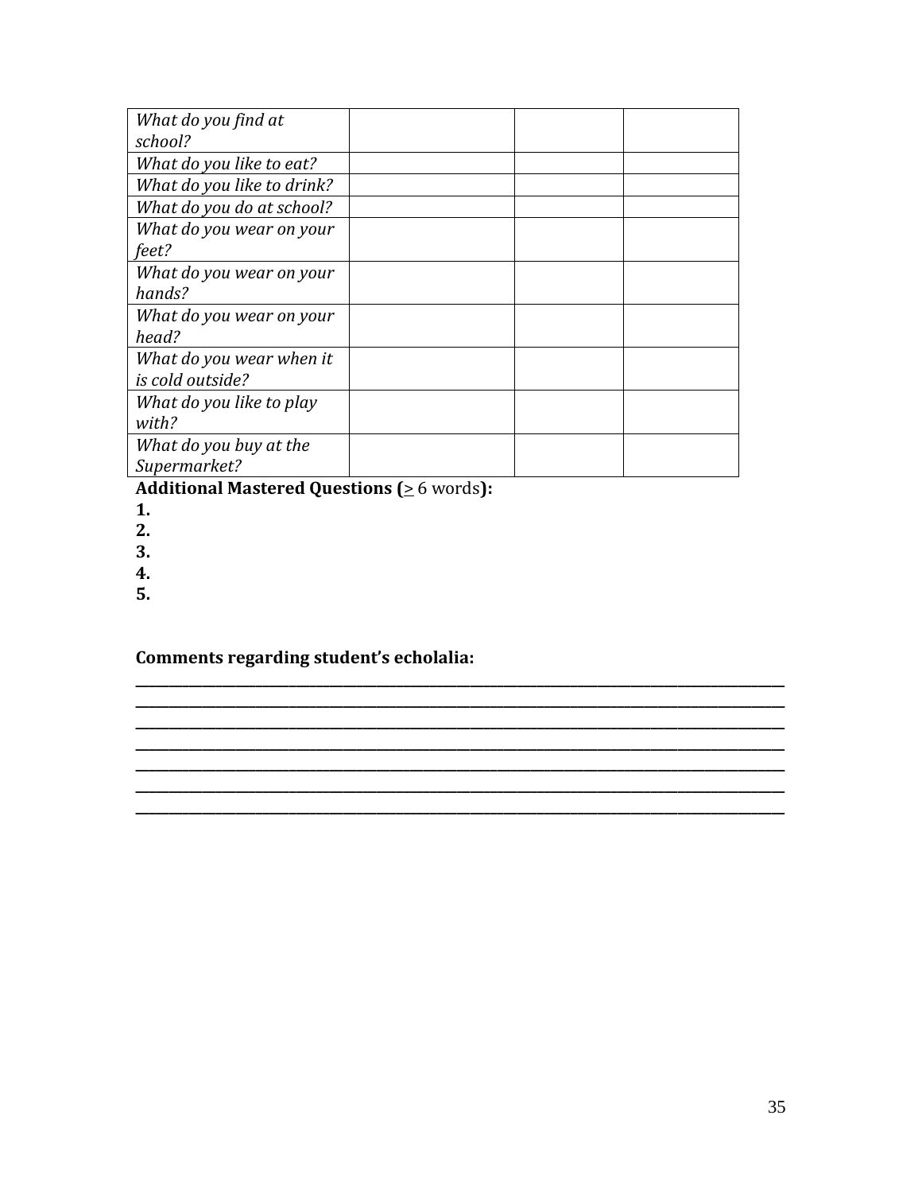| | | | |
|---|---|---|---|
| *What do you find at school?* | | | |
| *What do you like to eat?* | | | |
| *What do you like to drink?* | | | |
| *What do you do at school?* | | | |
| *What do you wear on your feet?* | | | |
| *What do you wear on your hands?* | | | |
| *What do you wear on your head?* | | | |
| *What do you wear when it is cold outside?* | | | |
| *What do you like to play with?* | | | |
| *What do you buy at the Supermarket?* | | | |

**Additional Mastered Questions (≥ 6 words):**

**1.**
**2.**
**3.**
**4.**
**5.**

**Comments regarding student's echolalia:**

_______________________________________________________________________________
_______________________________________________________________________________
_______________________________________________________________________________
_______________________________________________________________________________
_______________________________________________________________________________
_______________________________________________________________________________
_______________________________________________________________________________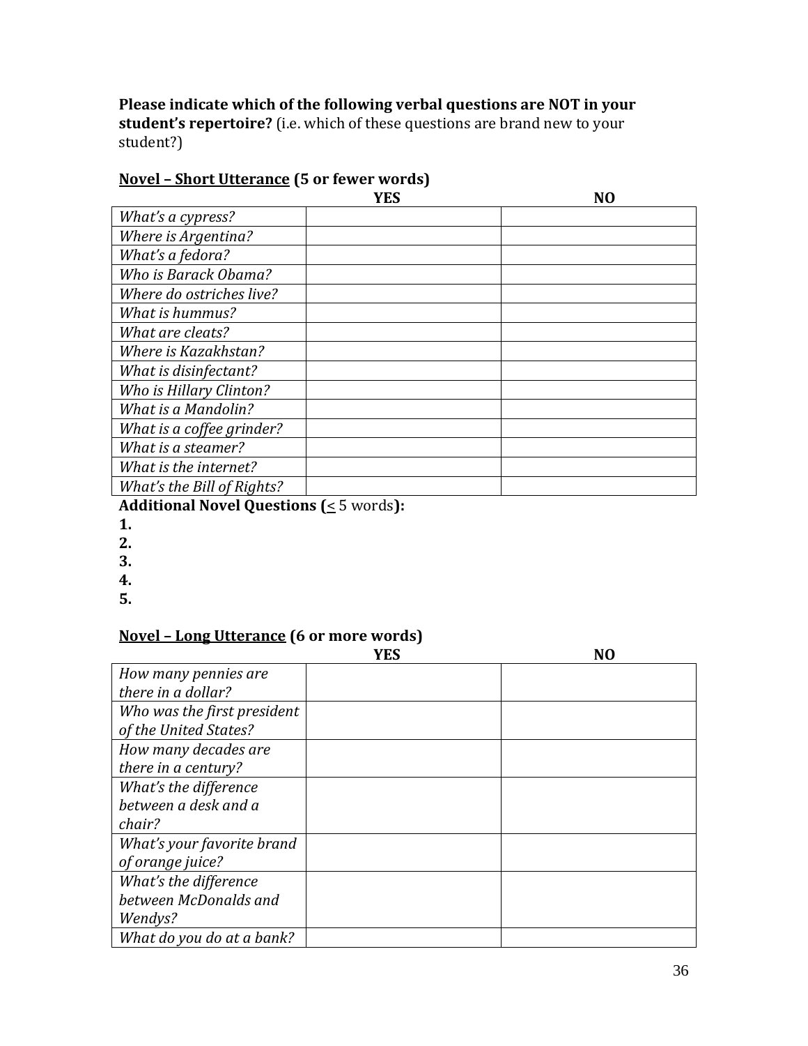**Please indicate which of the following verbal questions are NOT in your student's repertoire?** (i.e. which of these questions are brand new to your student?)

**<u>Novel – Short Utterance</u> (5 or fewer words)**

| | YES | NO |
|---|---|---|
| *What's a cypress?* | | |
| *Where is Argentina?* | | |
| *What's a fedora?* | | |
| *Who is Barack Obama?* | | |
| *Where do ostriches live?* | | |
| *What is hummus?* | | |
| *What are cleats?* | | |
| *Where is Kazakhstan?* | | |
| *What is disinfectant?* | | |
| *Who is Hillary Clinton?* | | |
| *What is a Mandolin?* | | |
| *What is a coffee grinder?* | | |
| *What is a steamer?* | | |
| *What is the internet?* | | |
| *What's the Bill of Rights?* | | |

**Additional Novel Questions (≤ 5 words):**

**1.**
**2.**
**3.**
**4.**
**5.**

**<u>Novel – Long Utterance</u> (6 or more words)**

| | YES | NO |
|---|---|---|
| *How many pennies are there in a dollar?* | | |
| *Who was the first president of the United States?* | | |
| *How many decades are there in a century?* | | |
| *What's the difference between a desk and a chair?* | | |
| *What's your favorite brand of orange juice?* | | |
| *What's the difference between McDonalds and Wendys?* | | |
| *What do you do at a bank?* | | |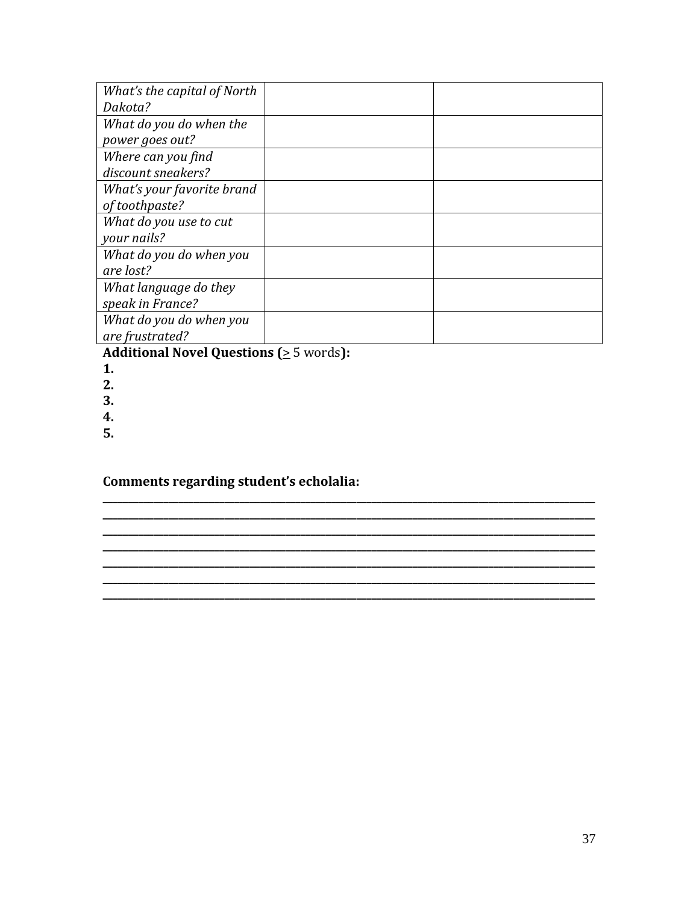| | | |
|---|---|---|
| *What's the capital of North Dakota?* | | |
| *What do you do when the power goes out?* | | |
| *Where can you find discount sneakers?* | | |
| *What's your favorite brand of toothpaste?* | | |
| *What do you use to cut your nails?* | | |
| *What do you do when you are lost?* | | |
| *What language do they speak in France?* | | |
| *What do you do when you are frustrated?* | | |

**Additional Novel Questions (≥ 5 words):**

**1.**

**2.**

**3.**

**4.**

**5.**

**Comments regarding student's echolalia:**

_______________________________________________________________________________

_______________________________________________________________________________

_______________________________________________________________________________

_______________________________________________________________________________

_______________________________________________________________________________

_______________________________________________________________________________

_______________________________________________________________________________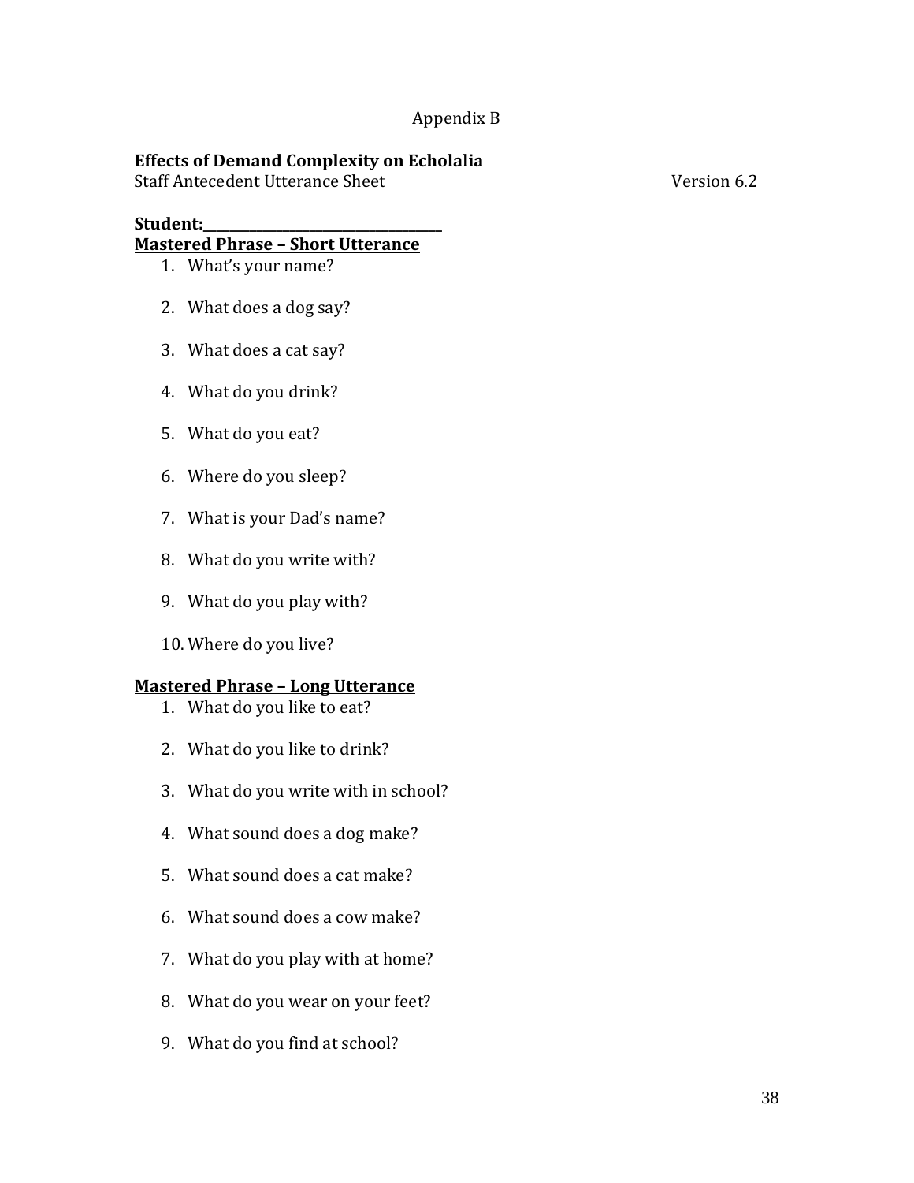Appendix B

**Effects of Demand Complexity on Echolalia**
Staff Antecedent Utterance Sheet                                        Version 6.2

**Student:\_\_\_\_\_\_\_\_\_\_\_\_\_\_\_\_\_\_\_\_\_\_\_\_\_\_\_\_\_\_\_\_\_**

**Mastered Phrase – Short Utterance**

1. What's your name?
2. What does a dog say?
3. What does a cat say?
4. What do you drink?
5. What do you eat?
6. Where do you sleep?
7. What is your Dad's name?
8. What do you write with?
9. What do you play with?
10. Where do you live?

**Mastered Phrase – Long Utterance**

1. What do you like to eat?
2. What do you like to drink?
3. What do you write with in school?
4. What sound does a dog make?
5. What sound does a cat make?
6. What sound does a cow make?
7. What do you play with at home?
8. What do you wear on your feet?
9. What do you find at school?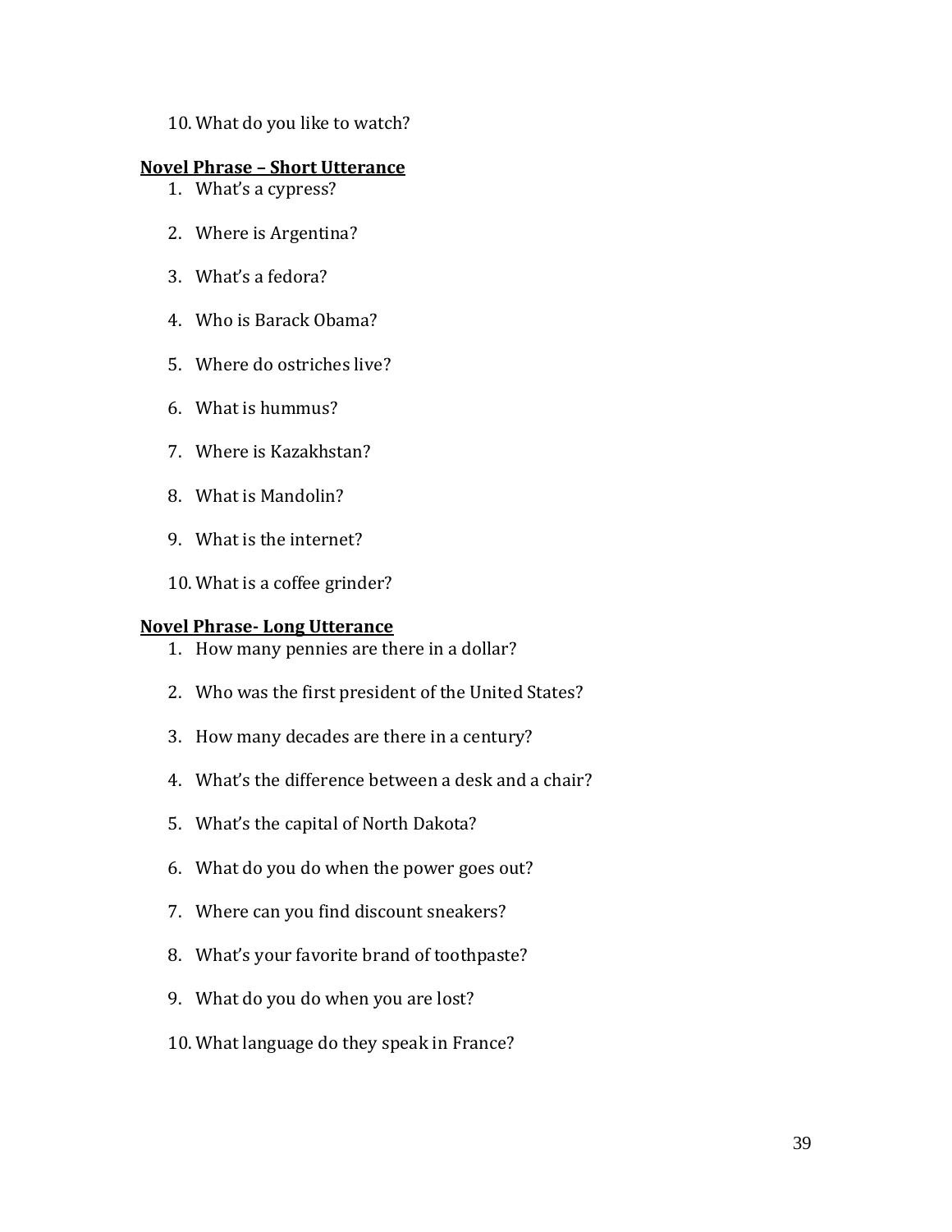10. What do you like to watch?

**Novel Phrase – Short Utterance**

1. What's a cypress?
2. Where is Argentina?
3. What's a fedora?
4. Who is Barack Obama?
5. Where do ostriches live?
6. What is hummus?
7. Where is Kazakhstan?
8. What is Mandolin?
9. What is the internet?
10. What is a coffee grinder?

**Novel Phrase- Long Utterance**

1. How many pennies are there in a dollar?
2. Who was the first president of the United States?
3. How many decades are there in a century?
4. What's the difference between a desk and a chair?
5. What's the capital of North Dakota?
6. What do you do when the power goes out?
7. Where can you find discount sneakers?
8. What's your favorite brand of toothpaste?
9. What do you do when you are lost?
10. What language do they speak in France?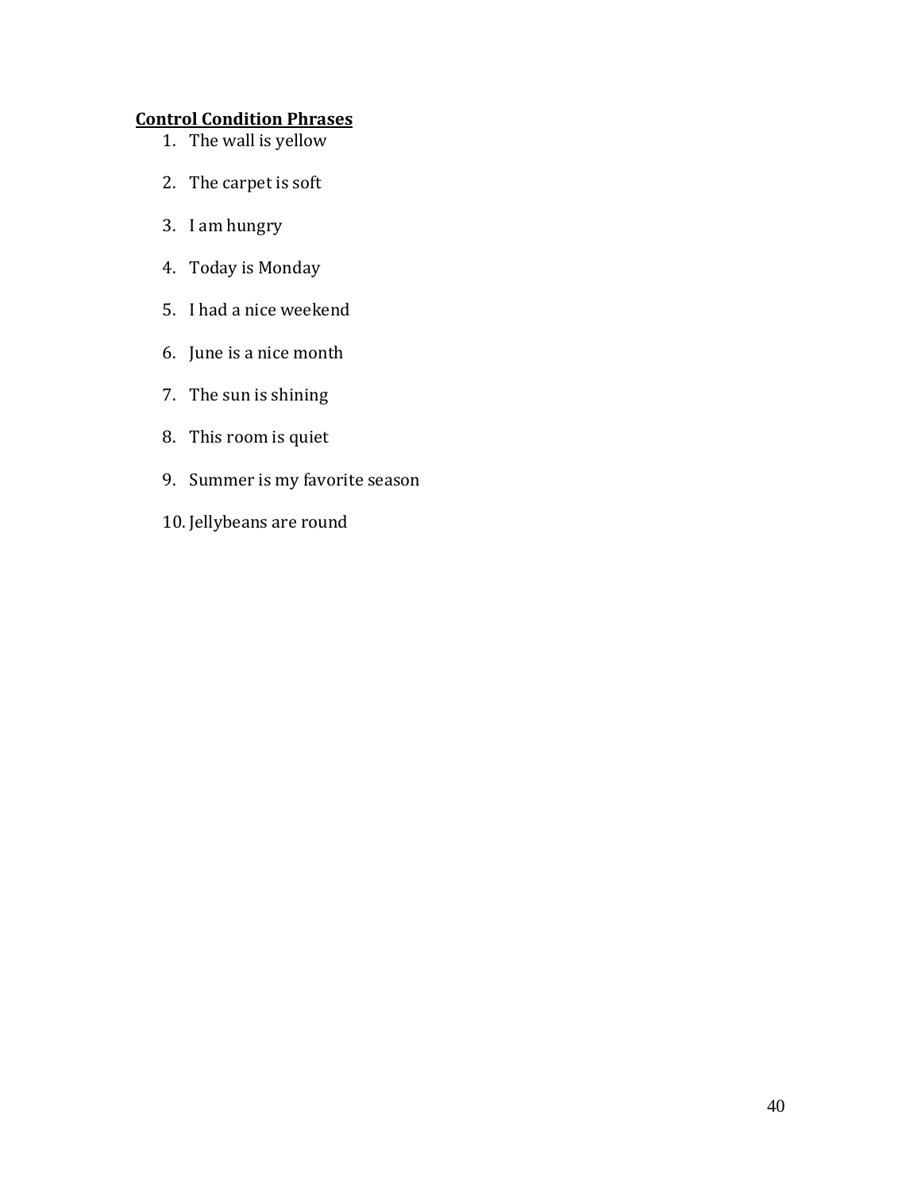**Control Condition Phrases**

1. The wall is yellow
2. The carpet is soft
3. I am hungry
4. Today is Monday
5. I had a nice weekend
6. June is a nice month
7. The sun is shining
8. This room is quiet
9. Summer is my favorite season
10. Jellybeans are round